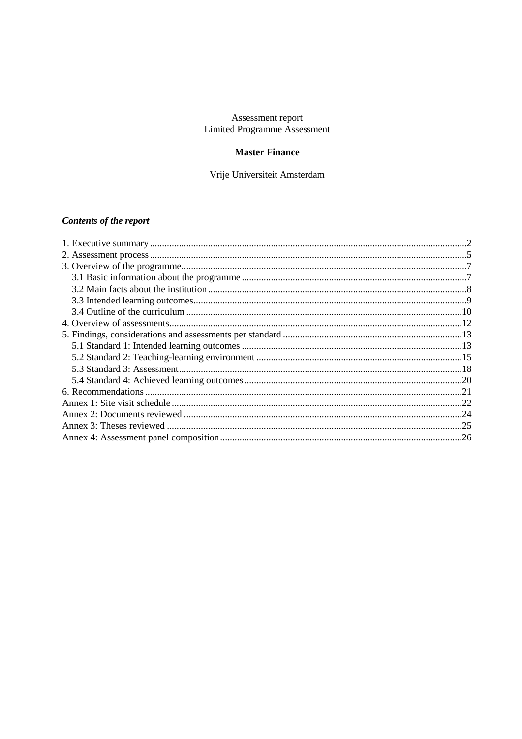Assessment report
Limited Programme Assessment

**Master Finance**

Vrije Universiteit Amsterdam

***Contents of the report***

1. Executive summary ....................................................................................................2
2. Assessment process ...................................................................................................5
3. Overview of the programme.......................................................................................7
   3.1 Basic information about the programme ...........................................................7
   3.2 Main facts about the institution .........................................................................8
   3.3 Intended learning outcomes...............................................................................9
   3.4 Outline of the curriculum .................................................................................10
4. Overview of assessments.........................................................................................12
5. Findings, considerations and assessments per standard .........................................13
   5.1 Standard 1: Intended learning outcomes ..........................................................13
   5.2 Standard 2: Teaching-learning environment ....................................................15
   5.3 Standard 3: Assessment....................................................................................18
   5.4 Standard 4: Achieved learning outcomes .........................................................20
6. Recommendations ...................................................................................................21

Annex 1: Site visit schedule .........................................................................................22
Annex 2: Documents reviewed ....................................................................................24
Annex 3: Theses reviewed ...........................................................................................25
Annex 4: Assessment panel composition.....................................................................26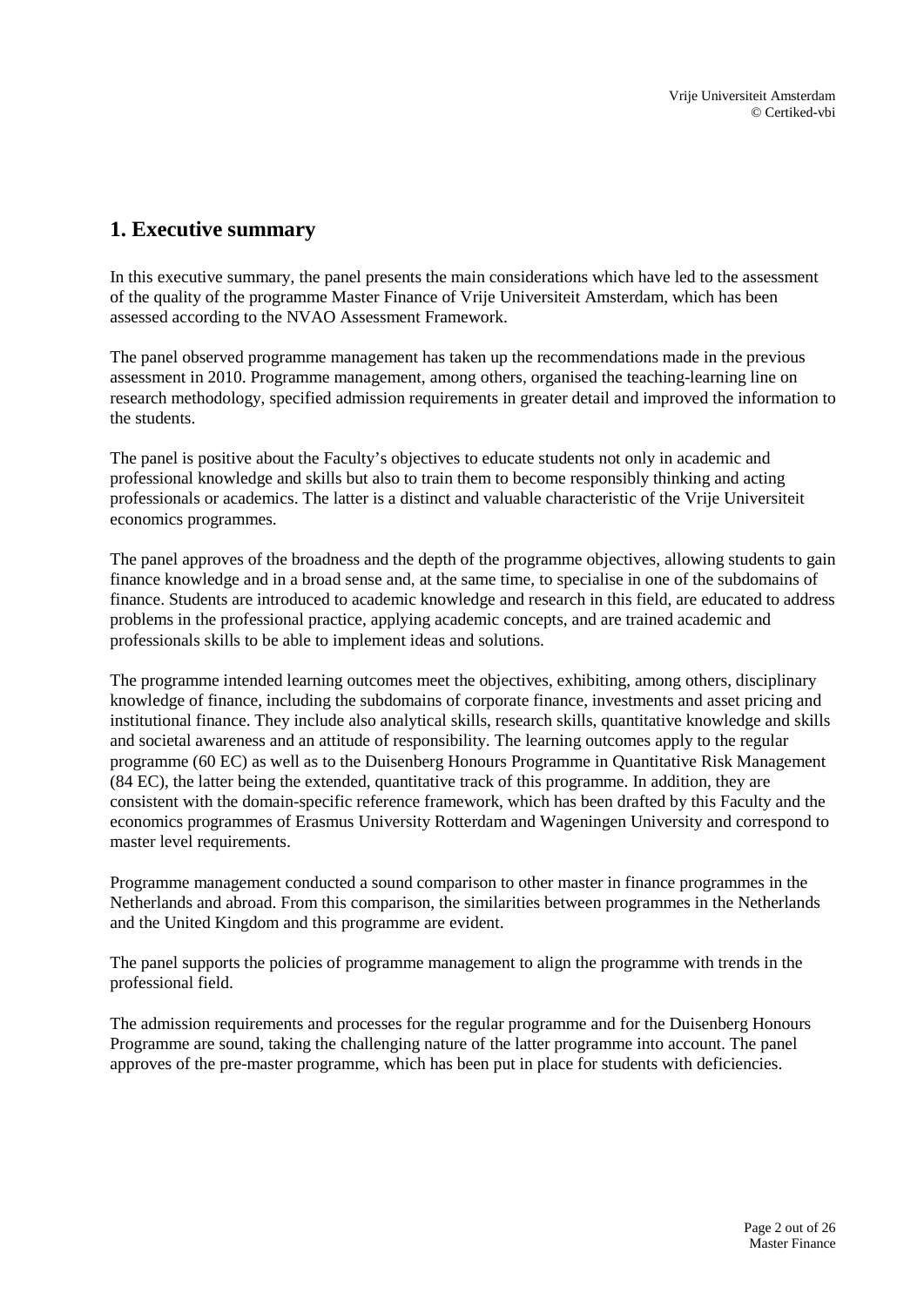## 1. Executive summary

In this executive summary, the panel presents the main considerations which have led to the assessment of the quality of the programme Master Finance of Vrije Universiteit Amsterdam, which has been assessed according to the NVAO Assessment Framework.

The panel observed programme management has taken up the recommendations made in the previous assessment in 2010. Programme management, among others, organised the teaching-learning line on research methodology, specified admission requirements in greater detail and improved the information to the students.

The panel is positive about the Faculty's objectives to educate students not only in academic and professional knowledge and skills but also to train them to become responsibly thinking and acting professionals or academics. The latter is a distinct and valuable characteristic of the Vrije Universiteit economics programmes.

The panel approves of the broadness and the depth of the programme objectives, allowing students to gain finance knowledge and in a broad sense and, at the same time, to specialise in one of the subdomains of finance. Students are introduced to academic knowledge and research in this field, are educated to address problems in the professional practice, applying academic concepts, and are trained academic and professionals skills to be able to implement ideas and solutions.

The programme intended learning outcomes meet the objectives, exhibiting, among others, disciplinary knowledge of finance, including the subdomains of corporate finance, investments and asset pricing and institutional finance. They include also analytical skills, research skills, quantitative knowledge and skills and societal awareness and an attitude of responsibility. The learning outcomes apply to the regular programme (60 EC) as well as to the Duisenberg Honours Programme in Quantitative Risk Management (84 EC), the latter being the extended, quantitative track of this programme. In addition, they are consistent with the domain-specific reference framework, which has been drafted by this Faculty and the economics programmes of Erasmus University Rotterdam and Wageningen University and correspond to master level requirements.

Programme management conducted a sound comparison to other master in finance programmes in the Netherlands and abroad. From this comparison, the similarities between programmes in the Netherlands and the United Kingdom and this programme are evident.

The panel supports the policies of programme management to align the programme with trends in the professional field.

The admission requirements and processes for the regular programme and for the Duisenberg Honours Programme are sound, taking the challenging nature of the latter programme into account. The panel approves of the pre-master programme, which has been put in place for students with deficiencies.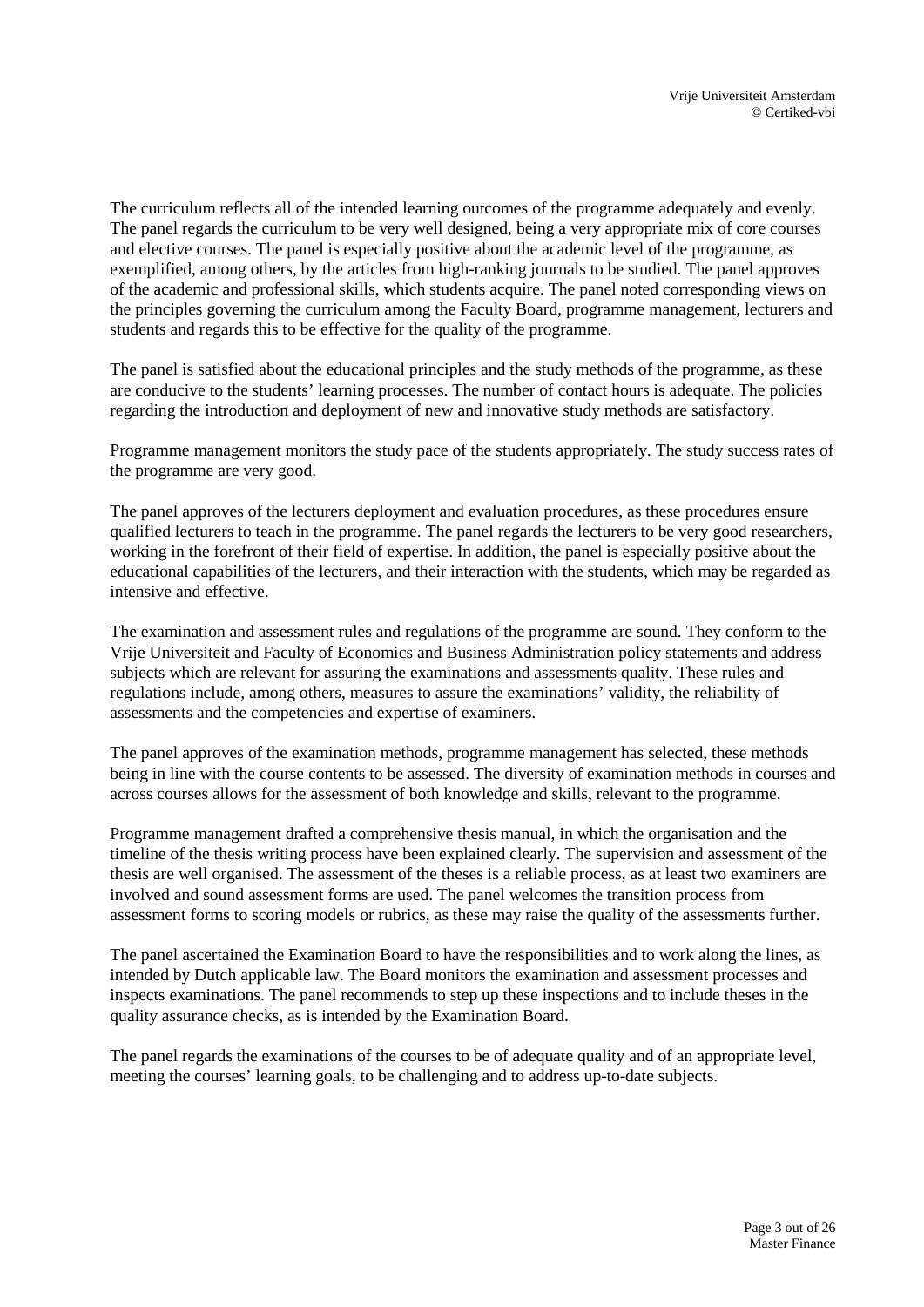The curriculum reflects all of the intended learning outcomes of the programme adequately and evenly. The panel regards the curriculum to be very well designed, being a very appropriate mix of core courses and elective courses. The panel is especially positive about the academic level of the programme, as exemplified, among others, by the articles from high-ranking journals to be studied. The panel approves of the academic and professional skills, which students acquire. The panel noted corresponding views on the principles governing the curriculum among the Faculty Board, programme management, lecturers and students and regards this to be effective for the quality of the programme.

The panel is satisfied about the educational principles and the study methods of the programme, as these are conducive to the students' learning processes. The number of contact hours is adequate. The policies regarding the introduction and deployment of new and innovative study methods are satisfactory.

Programme management monitors the study pace of the students appropriately. The study success rates of the programme are very good.

The panel approves of the lecturers deployment and evaluation procedures, as these procedures ensure qualified lecturers to teach in the programme. The panel regards the lecturers to be very good researchers, working in the forefront of their field of expertise. In addition, the panel is especially positive about the educational capabilities of the lecturers, and their interaction with the students, which may be regarded as intensive and effective.

The examination and assessment rules and regulations of the programme are sound. They conform to the Vrije Universiteit and Faculty of Economics and Business Administration policy statements and address subjects which are relevant for assuring the examinations and assessments quality. These rules and regulations include, among others, measures to assure the examinations' validity, the reliability of assessments and the competencies and expertise of examiners.

The panel approves of the examination methods, programme management has selected, these methods being in line with the course contents to be assessed. The diversity of examination methods in courses and across courses allows for the assessment of both knowledge and skills, relevant to the programme.

Programme management drafted a comprehensive thesis manual, in which the organisation and the timeline of the thesis writing process have been explained clearly. The supervision and assessment of the thesis are well organised. The assessment of the theses is a reliable process, as at least two examiners are involved and sound assessment forms are used. The panel welcomes the transition process from assessment forms to scoring models or rubrics, as these may raise the quality of the assessments further.

The panel ascertained the Examination Board to have the responsibilities and to work along the lines, as intended by Dutch applicable law. The Board monitors the examination and assessment processes and inspects examinations. The panel recommends to step up these inspections and to include theses in the quality assurance checks, as is intended by the Examination Board.

The panel regards the examinations of the courses to be of adequate quality and of an appropriate level, meeting the courses' learning goals, to be challenging and to address up-to-date subjects.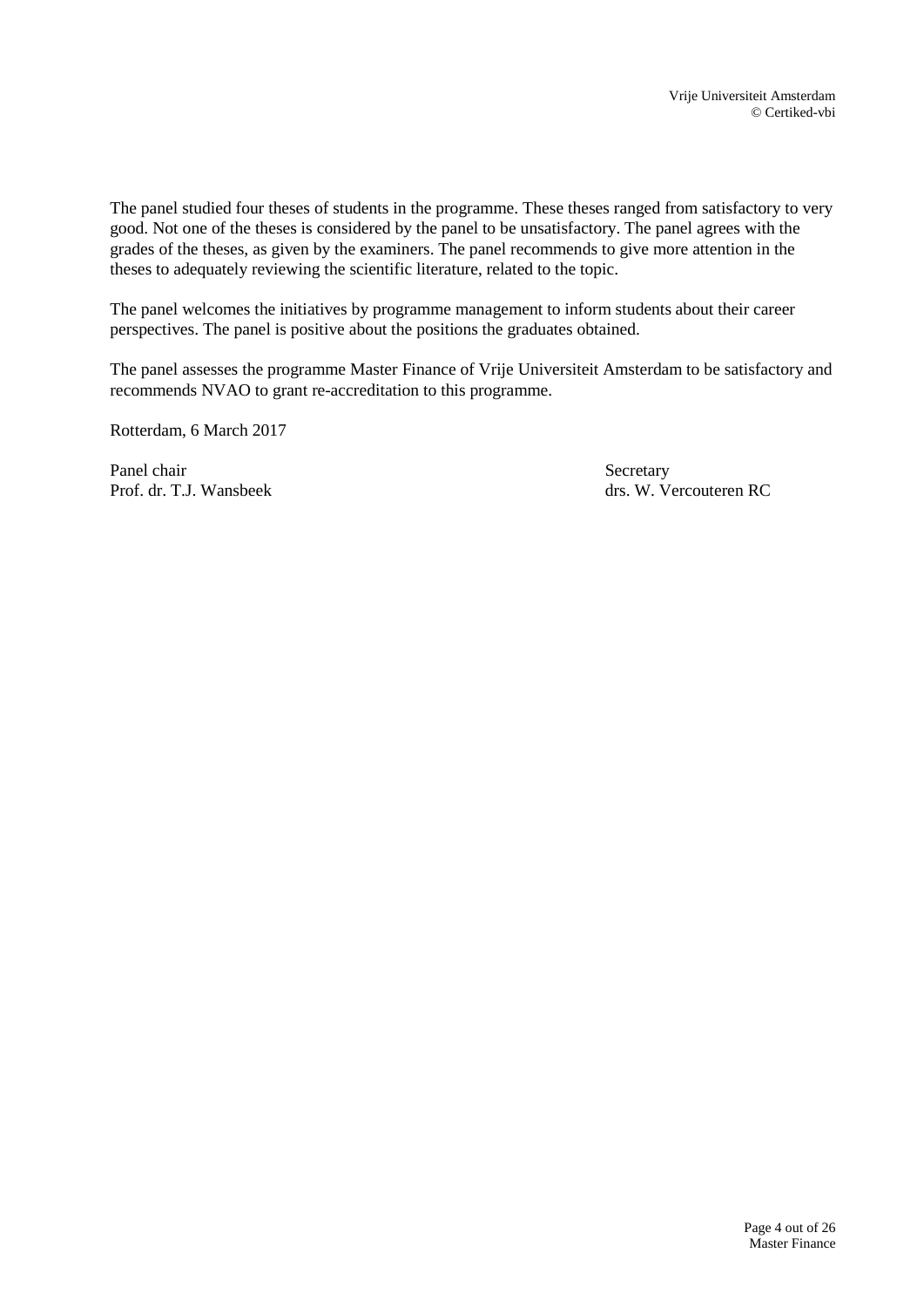The panel studied four theses of students in the programme. These theses ranged from satisfactory to very good. Not one of the theses is considered by the panel to be unsatisfactory. The panel agrees with the grades of the theses, as given by the examiners. The panel recommends to give more attention in the theses to adequately reviewing the scientific literature, related to the topic.

The panel welcomes the initiatives by programme management to inform students about their career perspectives. The panel is positive about the positions the graduates obtained.

The panel assesses the programme Master Finance of Vrije Universiteit Amsterdam to be satisfactory and recommends NVAO to grant re-accreditation to this programme.

Rotterdam, 6 March 2017

Panel chair
Prof. dr. T.J. Wansbeek

Secretary
drs. W. Vercouteren RC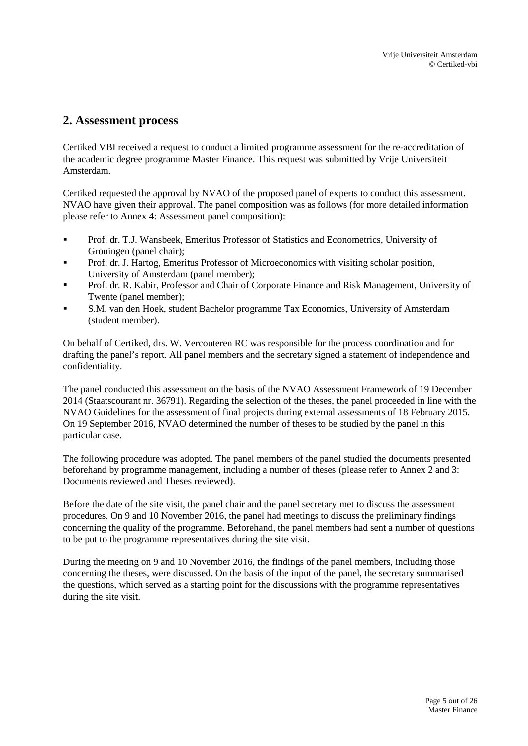## 2. Assessment process

Certiked VBI received a request to conduct a limited programme assessment for the re-accreditation of the academic degree programme Master Finance. This request was submitted by Vrije Universiteit Amsterdam.

Certiked requested the approval by NVAO of the proposed panel of experts to conduct this assessment. NVAO have given their approval. The panel composition was as follows (for more detailed information please refer to Annex 4: Assessment panel composition):

- Prof. dr. T.J. Wansbeek, Emeritus Professor of Statistics and Econometrics, University of Groningen (panel chair);
- Prof. dr. J. Hartog, Emeritus Professor of Microeconomics with visiting scholar position, University of Amsterdam (panel member);
- Prof. dr. R. Kabir, Professor and Chair of Corporate Finance and Risk Management, University of Twente (panel member);
- S.M. van den Hoek, student Bachelor programme Tax Economics, University of Amsterdam (student member).

On behalf of Certiked, drs. W. Vercouteren RC was responsible for the process coordination and for drafting the panel's report. All panel members and the secretary signed a statement of independence and confidentiality.

The panel conducted this assessment on the basis of the NVAO Assessment Framework of 19 December 2014 (Staatscourant nr. 36791). Regarding the selection of the theses, the panel proceeded in line with the NVAO Guidelines for the assessment of final projects during external assessments of 18 February 2015. On 19 September 2016, NVAO determined the number of theses to be studied by the panel in this particular case.

The following procedure was adopted. The panel members of the panel studied the documents presented beforehand by programme management, including a number of theses (please refer to Annex 2 and 3: Documents reviewed and Theses reviewed).

Before the date of the site visit, the panel chair and the panel secretary met to discuss the assessment procedures. On 9 and 10 November 2016, the panel had meetings to discuss the preliminary findings concerning the quality of the programme. Beforehand, the panel members had sent a number of questions to be put to the programme representatives during the site visit.

During the meeting on 9 and 10 November 2016, the findings of the panel members, including those concerning the theses, were discussed. On the basis of the input of the panel, the secretary summarised the questions, which served as a starting point for the discussions with the programme representatives during the site visit.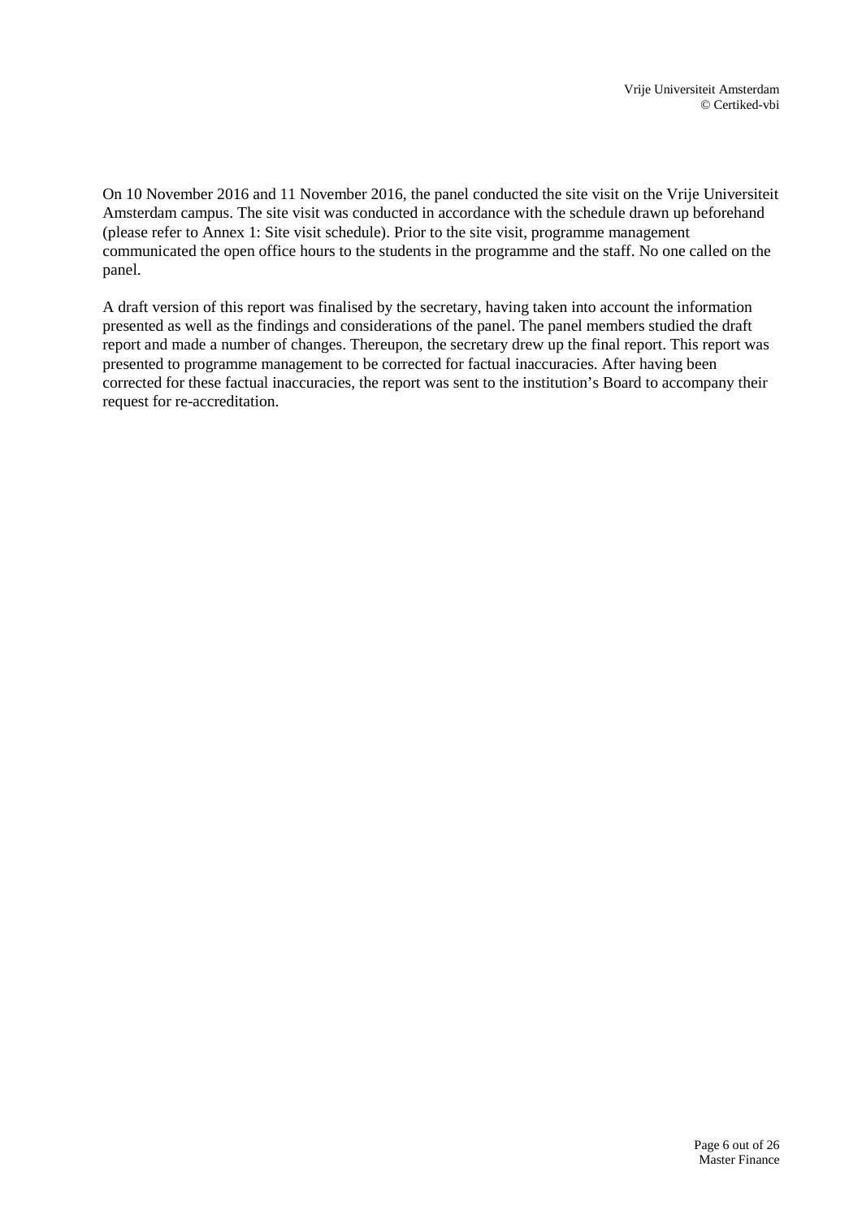On 10 November 2016 and 11 November 2016, the panel conducted the site visit on the Vrije Universiteit Amsterdam campus. The site visit was conducted in accordance with the schedule drawn up beforehand (please refer to Annex 1: Site visit schedule). Prior to the site visit, programme management communicated the open office hours to the students in the programme and the staff. No one called on the panel.

A draft version of this report was finalised by the secretary, having taken into account the information presented as well as the findings and considerations of the panel. The panel members studied the draft report and made a number of changes. Thereupon, the secretary drew up the final report. This report was presented to programme management to be corrected for factual inaccuracies. After having been corrected for these factual inaccuracies, the report was sent to the institution's Board to accompany their request for re-accreditation.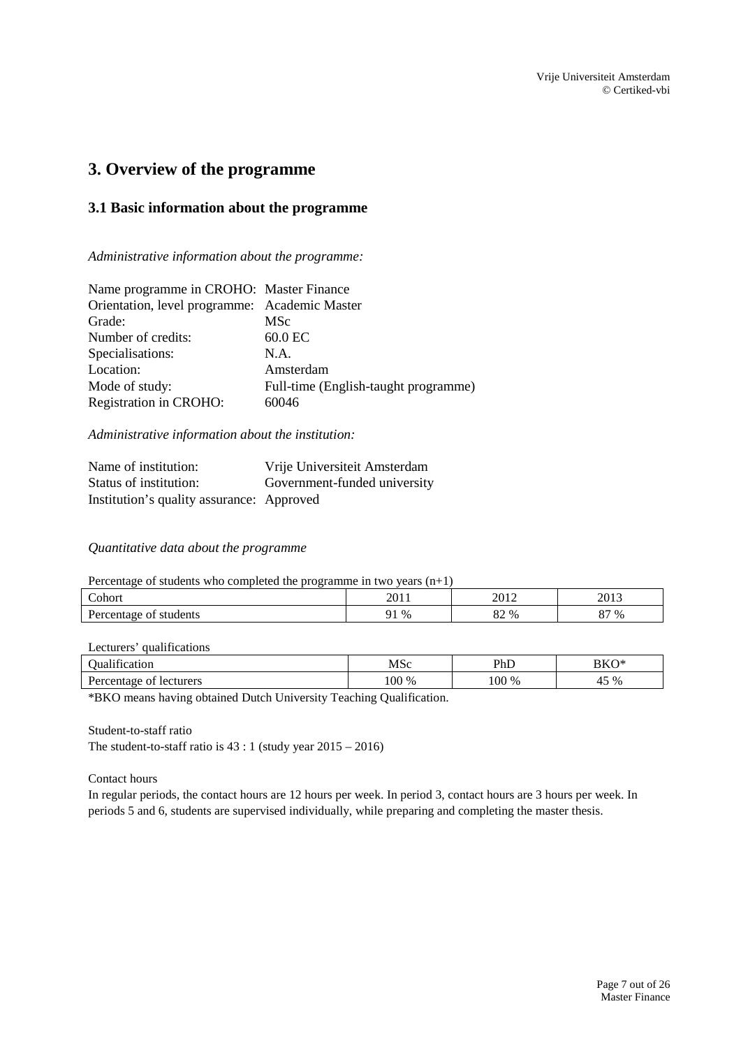# 3. Overview of the programme

## 3.1 Basic information about the programme

*Administrative information about the programme:*

Name programme in CROHO: Master Finance
Orientation, level programme: Academic Master
Grade: MSc
Number of credits: 60.0 EC
Specialisations: N.A.
Location: Amsterdam
Mode of study: Full-time (English-taught programme)
Registration in CROHO: 60046

*Administrative information about the institution:*

Name of institution: Vrije Universiteit Amsterdam
Status of institution: Government-funded university
Institution's quality assurance: Approved

*Quantitative data about the programme*

Percentage of students who completed the programme in two years (n+1)

| Cohort | 2011 | 2012 | 2013 |
|---|---|---|---|
| Percentage of students | 91 % | 82 % | 87 % |

Lecturers' qualifications

| Qualification | MSc | PhD | BKO* |
|---|---|---|---|
| Percentage of lecturers | 100 % | 100 % | 45 % |

*BKO means having obtained Dutch University Teaching Qualification.

Student-to-staff ratio
The student-to-staff ratio is 43 : 1 (study year 2015 – 2016)

Contact hours
In regular periods, the contact hours are 12 hours per week. In period 3, contact hours are 3 hours per week. In periods 5 and 6, students are supervised individually, while preparing and completing the master thesis.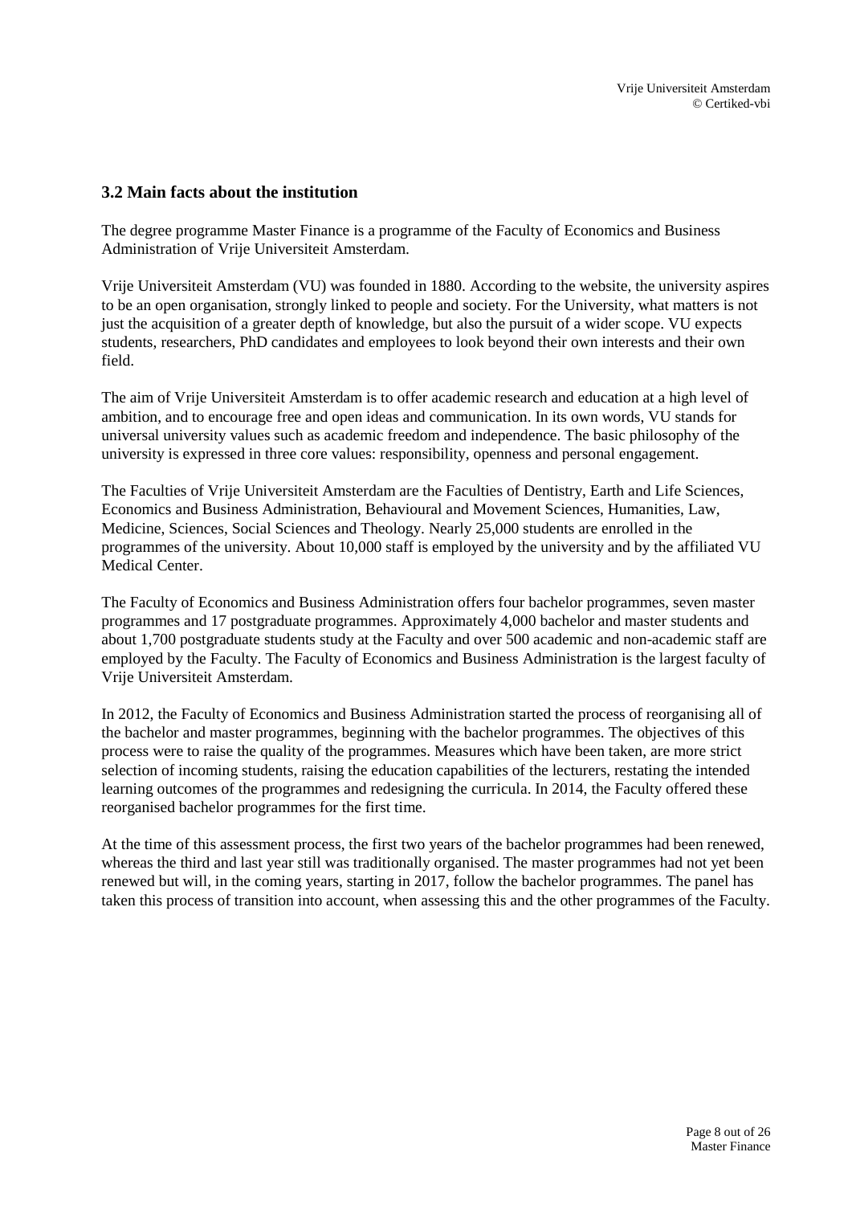### 3.2 Main facts about the institution

The degree programme Master Finance is a programme of the Faculty of Economics and Business Administration of Vrije Universiteit Amsterdam.

Vrije Universiteit Amsterdam (VU) was founded in 1880. According to the website, the university aspires to be an open organisation, strongly linked to people and society. For the University, what matters is not just the acquisition of a greater depth of knowledge, but also the pursuit of a wider scope. VU expects students, researchers, PhD candidates and employees to look beyond their own interests and their own field.

The aim of Vrije Universiteit Amsterdam is to offer academic research and education at a high level of ambition, and to encourage free and open ideas and communication. In its own words, VU stands for universal university values such as academic freedom and independence. The basic philosophy of the university is expressed in three core values: responsibility, openness and personal engagement.

The Faculties of Vrije Universiteit Amsterdam are the Faculties of Dentistry, Earth and Life Sciences, Economics and Business Administration, Behavioural and Movement Sciences, Humanities, Law, Medicine, Sciences, Social Sciences and Theology. Nearly 25,000 students are enrolled in the programmes of the university. About 10,000 staff is employed by the university and by the affiliated VU Medical Center.

The Faculty of Economics and Business Administration offers four bachelor programmes, seven master programmes and 17 postgraduate programmes. Approximately 4,000 bachelor and master students and about 1,700 postgraduate students study at the Faculty and over 500 academic and non-academic staff are employed by the Faculty. The Faculty of Economics and Business Administration is the largest faculty of Vrije Universiteit Amsterdam.

In 2012, the Faculty of Economics and Business Administration started the process of reorganising all of the bachelor and master programmes, beginning with the bachelor programmes. The objectives of this process were to raise the quality of the programmes. Measures which have been taken, are more strict selection of incoming students, raising the education capabilities of the lecturers, restating the intended learning outcomes of the programmes and redesigning the curricula. In 2014, the Faculty offered these reorganised bachelor programmes for the first time.

At the time of this assessment process, the first two years of the bachelor programmes had been renewed, whereas the third and last year still was traditionally organised. The master programmes had not yet been renewed but will, in the coming years, starting in 2017, follow the bachelor programmes. The panel has taken this process of transition into account, when assessing this and the other programmes of the Faculty.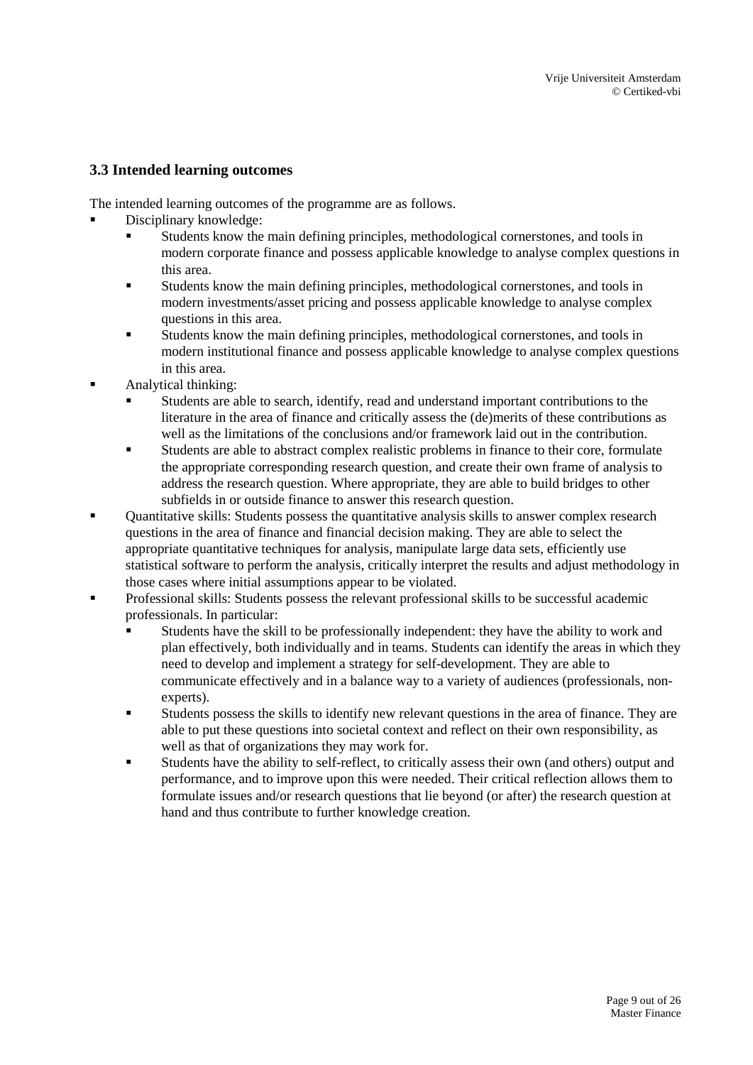### 3.3 Intended learning outcomes

The intended learning outcomes of the programme are as follows.

- Disciplinary knowledge:
  - Students know the main defining principles, methodological cornerstones, and tools in modern corporate finance and possess applicable knowledge to analyse complex questions in this area.
  - Students know the main defining principles, methodological cornerstones, and tools in modern investments/asset pricing and possess applicable knowledge to analyse complex questions in this area.
  - Students know the main defining principles, methodological cornerstones, and tools in modern institutional finance and possess applicable knowledge to analyse complex questions in this area.
- Analytical thinking:
  - Students are able to search, identify, read and understand important contributions to the literature in the area of finance and critically assess the (de)merits of these contributions as well as the limitations of the conclusions and/or framework laid out in the contribution.
  - Students are able to abstract complex realistic problems in finance to their core, formulate the appropriate corresponding research question, and create their own frame of analysis to address the research question. Where appropriate, they are able to build bridges to other subfields in or outside finance to answer this research question.
- Quantitative skills: Students possess the quantitative analysis skills to answer complex research questions in the area of finance and financial decision making. They are able to select the appropriate quantitative techniques for analysis, manipulate large data sets, efficiently use statistical software to perform the analysis, critically interpret the results and adjust methodology in those cases where initial assumptions appear to be violated.
- Professional skills: Students possess the relevant professional skills to be successful academic professionals. In particular:
  - Students have the skill to be professionally independent: they have the ability to work and plan effectively, both individually and in teams. Students can identify the areas in which they need to develop and implement a strategy for self-development. They are able to communicate effectively and in a balance way to a variety of audiences (professionals, non-experts).
  - Students possess the skills to identify new relevant questions in the area of finance. They are able to put these questions into societal context and reflect on their own responsibility, as well as that of organizations they may work for.
  - Students have the ability to self-reflect, to critically assess their own (and others) output and performance, and to improve upon this were needed. Their critical reflection allows them to formulate issues and/or research questions that lie beyond (or after) the research question at hand and thus contribute to further knowledge creation.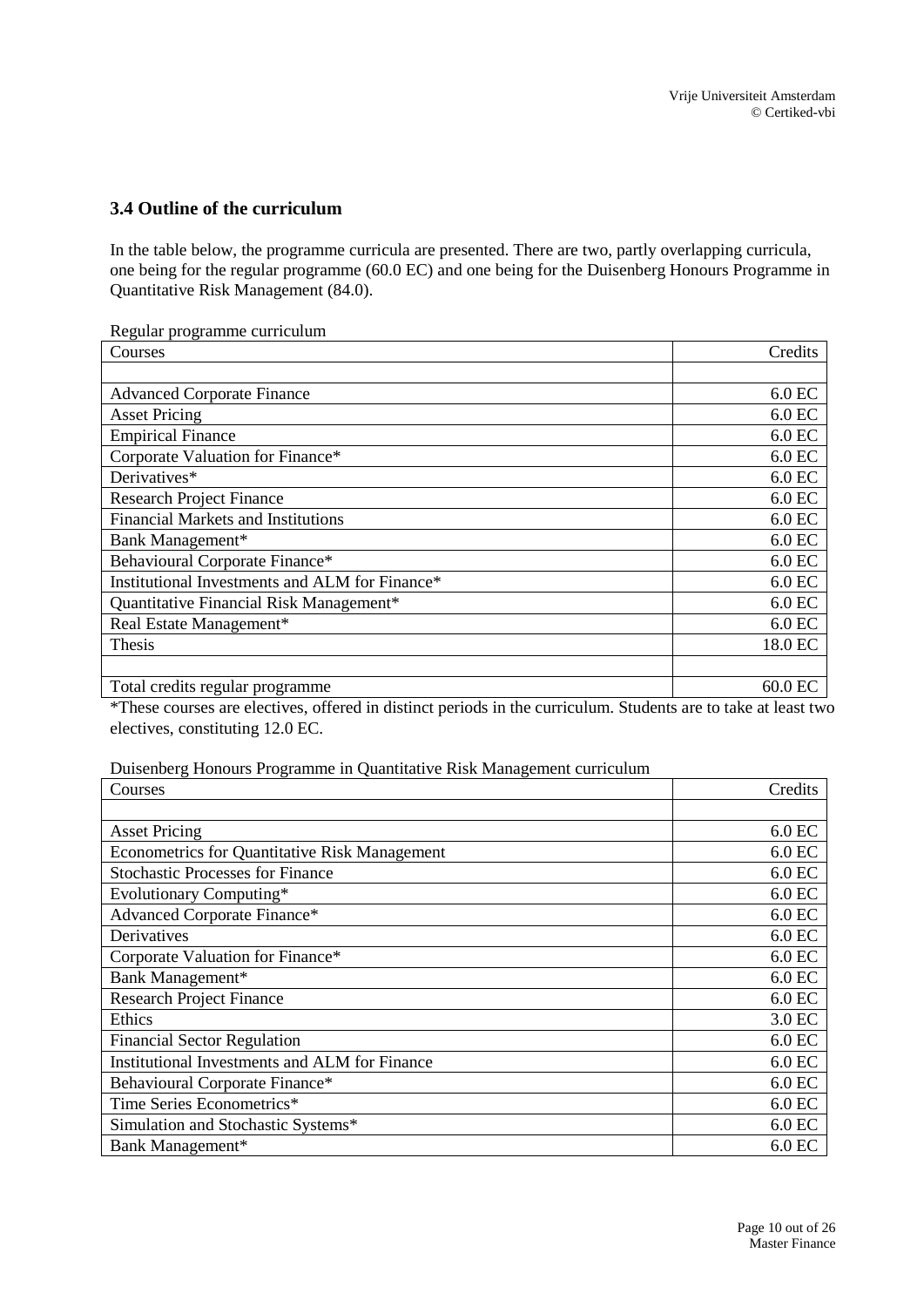### 3.4 Outline of the curriculum

In the table below, the programme curricula are presented. There are two, partly overlapping curricula, one being for the regular programme (60.0 EC) and one being for the Duisenberg Honours Programme in Quantitative Risk Management (84.0).

Regular programme curriculum

| Courses | Credits |
|---|---|
| | |
| Advanced Corporate Finance | 6.0 EC |
| Asset Pricing | 6.0 EC |
| Empirical Finance | 6.0 EC |
| Corporate Valuation for Finance* | 6.0 EC |
| Derivatives* | 6.0 EC |
| Research Project Finance | 6.0 EC |
| Financial Markets and Institutions | 6.0 EC |
| Bank Management* | 6.0 EC |
| Behavioural Corporate Finance* | 6.0 EC |
| Institutional Investments and ALM for Finance* | 6.0 EC |
| Quantitative Financial Risk Management* | 6.0 EC |
| Real Estate Management* | 6.0 EC |
| Thesis | 18.0 EC |
| | |
| Total credits regular programme | 60.0 EC |

*These courses are electives, offered in distinct periods in the curriculum. Students are to take at least two electives, constituting 12.0 EC.

Duisenberg Honours Programme in Quantitative Risk Management curriculum

| Courses | Credits |
|---|---|
| | |
| Asset Pricing | 6.0 EC |
| Econometrics for Quantitative Risk Management | 6.0 EC |
| Stochastic Processes for Finance | 6.0 EC |
| Evolutionary Computing* | 6.0 EC |
| Advanced Corporate Finance* | 6.0 EC |
| Derivatives | 6.0 EC |
| Corporate Valuation for Finance* | 6.0 EC |
| Bank Management* | 6.0 EC |
| Research Project Finance | 6.0 EC |
| Ethics | 3.0 EC |
| Financial Sector Regulation | 6.0 EC |
| Institutional Investments and ALM for Finance | 6.0 EC |
| Behavioural Corporate Finance* | 6.0 EC |
| Time Series Econometrics* | 6.0 EC |
| Simulation and Stochastic Systems* | 6.0 EC |
| Bank Management* | 6.0 EC |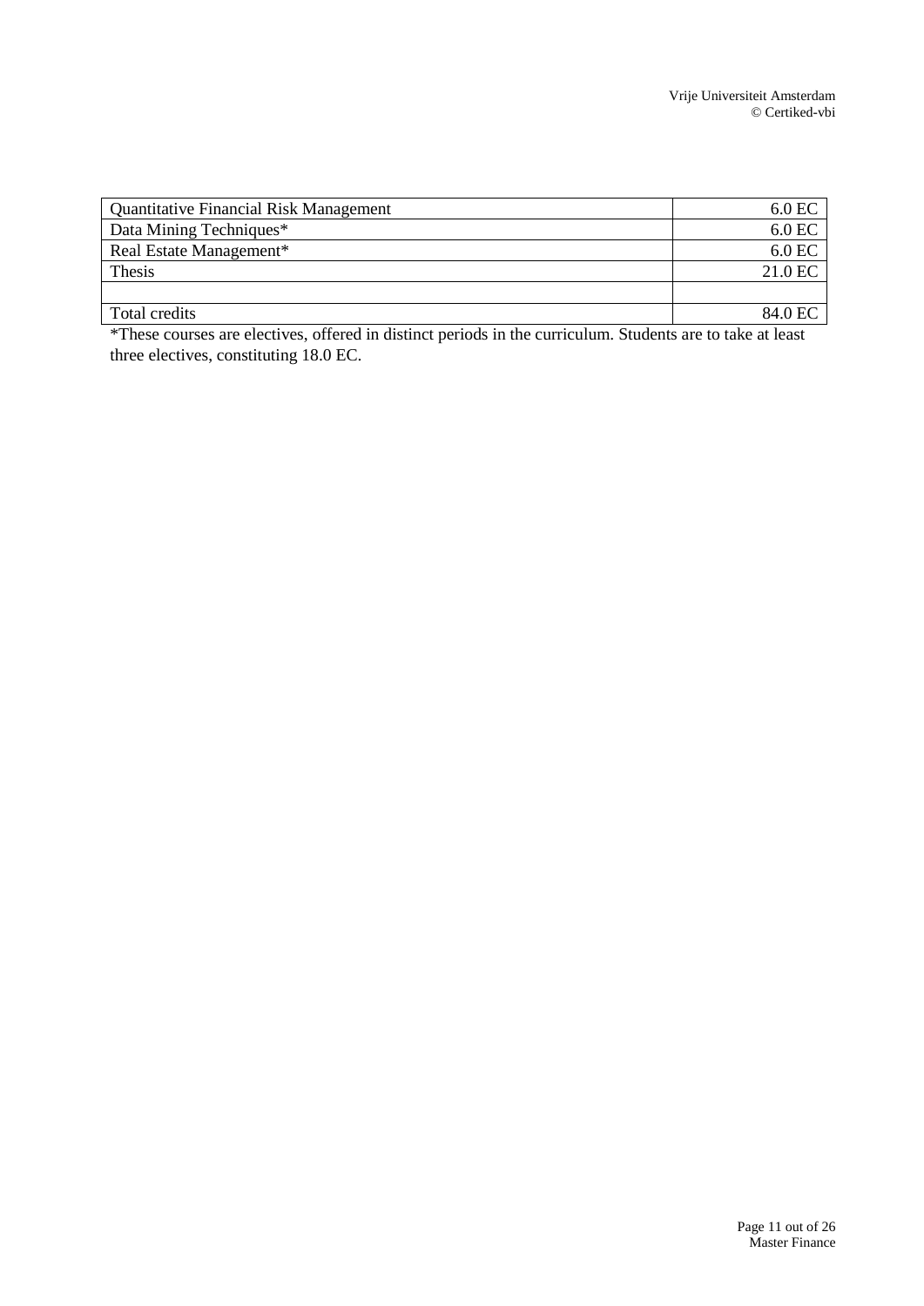| | |
|---|---|
| Quantitative Financial Risk Management | 6.0 EC |
| Data Mining Techniques* | 6.0 EC |
| Real Estate Management* | 6.0 EC |
| Thesis | 21.0 EC |
| | |
| Total credits | 84.0 EC |

*These courses are electives, offered in distinct periods in the curriculum. Students are to take at least three electives, constituting 18.0 EC.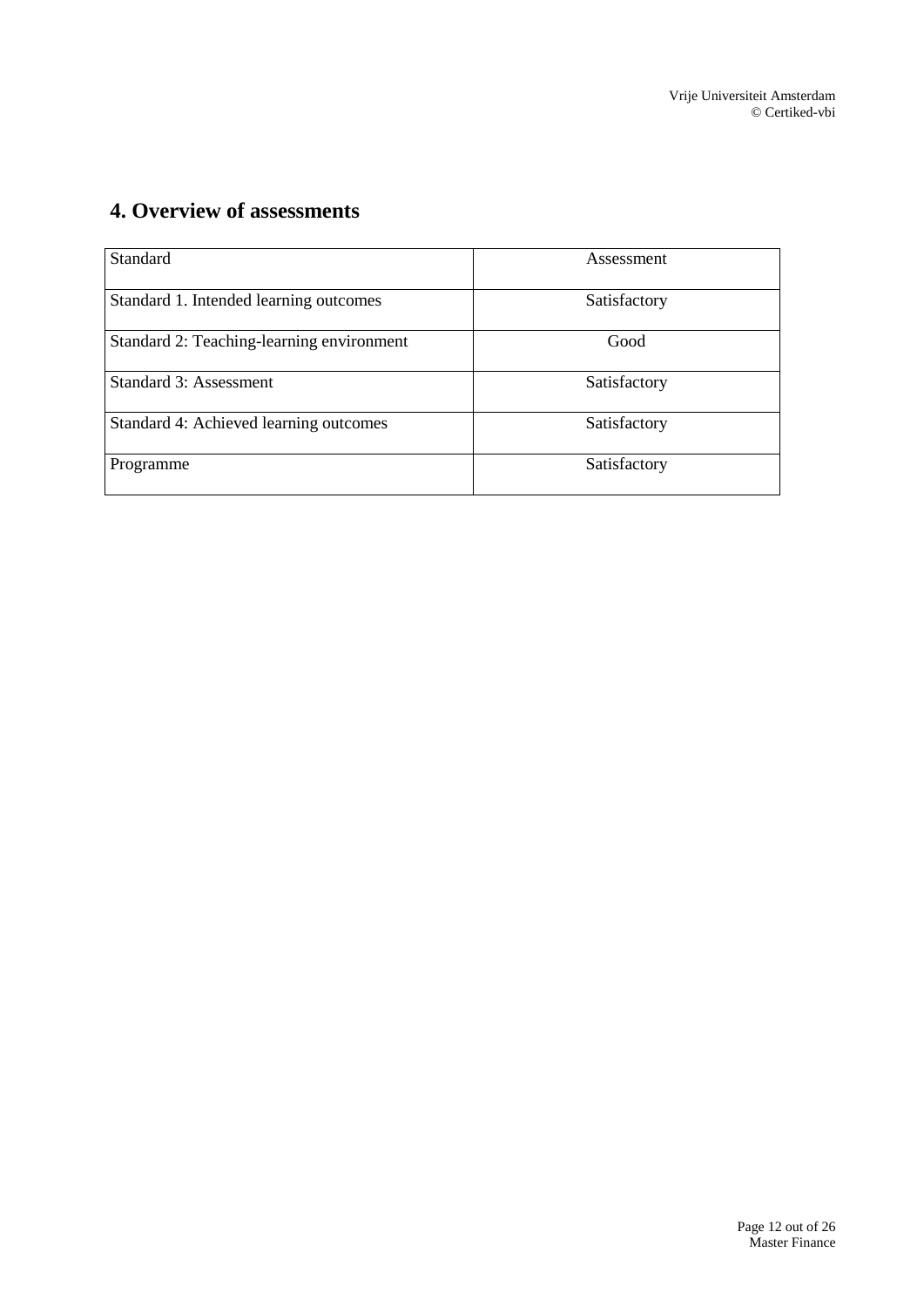## 4. Overview of assessments

| Standard | Assessment |
| --- | --- |
| Standard 1. Intended learning outcomes | Satisfactory |
| Standard 2: Teaching-learning environment | Good |
| Standard 3: Assessment | Satisfactory |
| Standard 4: Achieved learning outcomes | Satisfactory |
| Programme | Satisfactory |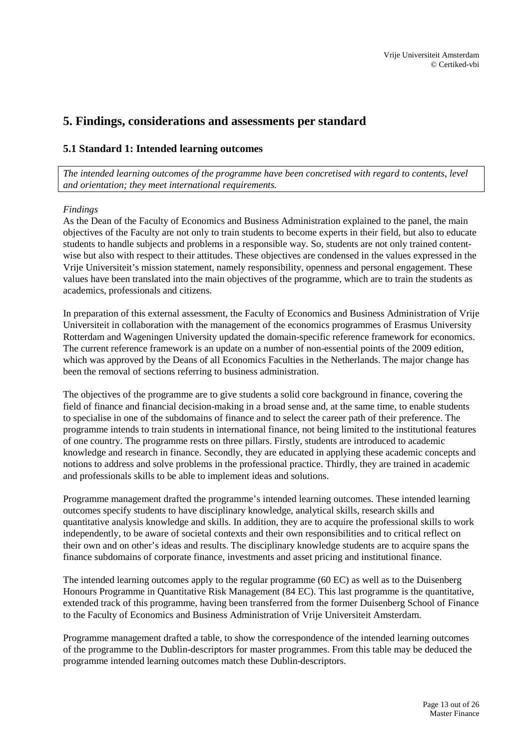# 5. Findings, considerations and assessments per standard

## 5.1 Standard 1: Intended learning outcomes

*The intended learning outcomes of the programme have been concretised with regard to contents, level and orientation; they meet international requirements.*

*Findings*

As the Dean of the Faculty of Economics and Business Administration explained to the panel, the main objectives of the Faculty are not only to train students to become experts in their field, but also to educate students to handle subjects and problems in a responsible way. So, students are not only trained content-wise but also with respect to their attitudes. These objectives are condensed in the values expressed in the Vrije Universiteit's mission statement, namely responsibility, openness and personal engagement. These values have been translated into the main objectives of the programme, which are to train the students as academics, professionals and citizens.

In preparation of this external assessment, the Faculty of Economics and Business Administration of Vrije Universiteit in collaboration with the management of the economics programmes of Erasmus University Rotterdam and Wageningen University updated the domain-specific reference framework for economics. The current reference framework is an update on a number of non-essential points of the 2009 edition, which was approved by the Deans of all Economics Faculties in the Netherlands. The major change has been the removal of sections referring to business administration.

The objectives of the programme are to give students a solid core background in finance, covering the field of finance and financial decision-making in a broad sense and, at the same time, to enable students to specialise in one of the subdomains of finance and to select the career path of their preference. The programme intends to train students in international finance, not being limited to the institutional features of one country. The programme rests on three pillars. Firstly, students are introduced to academic knowledge and research in finance. Secondly, they are educated in applying these academic concepts and notions to address and solve problems in the professional practice. Thirdly, they are trained in academic and professionals skills to be able to implement ideas and solutions.

Programme management drafted the programme's intended learning outcomes. These intended learning outcomes specify students to have disciplinary knowledge, analytical skills, research skills and quantitative analysis knowledge and skills. In addition, they are to acquire the professional skills to work independently, to be aware of societal contexts and their own responsibilities and to critical reflect on their own and on other's ideas and results. The disciplinary knowledge students are to acquire spans the finance subdomains of corporate finance, investments and asset pricing and institutional finance.

The intended learning outcomes apply to the regular programme (60 EC) as well as to the Duisenberg Honours Programme in Quantitative Risk Management (84 EC). This last programme is the quantitative, extended track of this programme, having been transferred from the former Duisenberg School of Finance to the Faculty of Economics and Business Administration of Vrije Universiteit Amsterdam.

Programme management drafted a table, to show the correspondence of the intended learning outcomes of the programme to the Dublin-descriptors for master programmes. From this table may be deduced the programme intended learning outcomes match these Dublin-descriptors.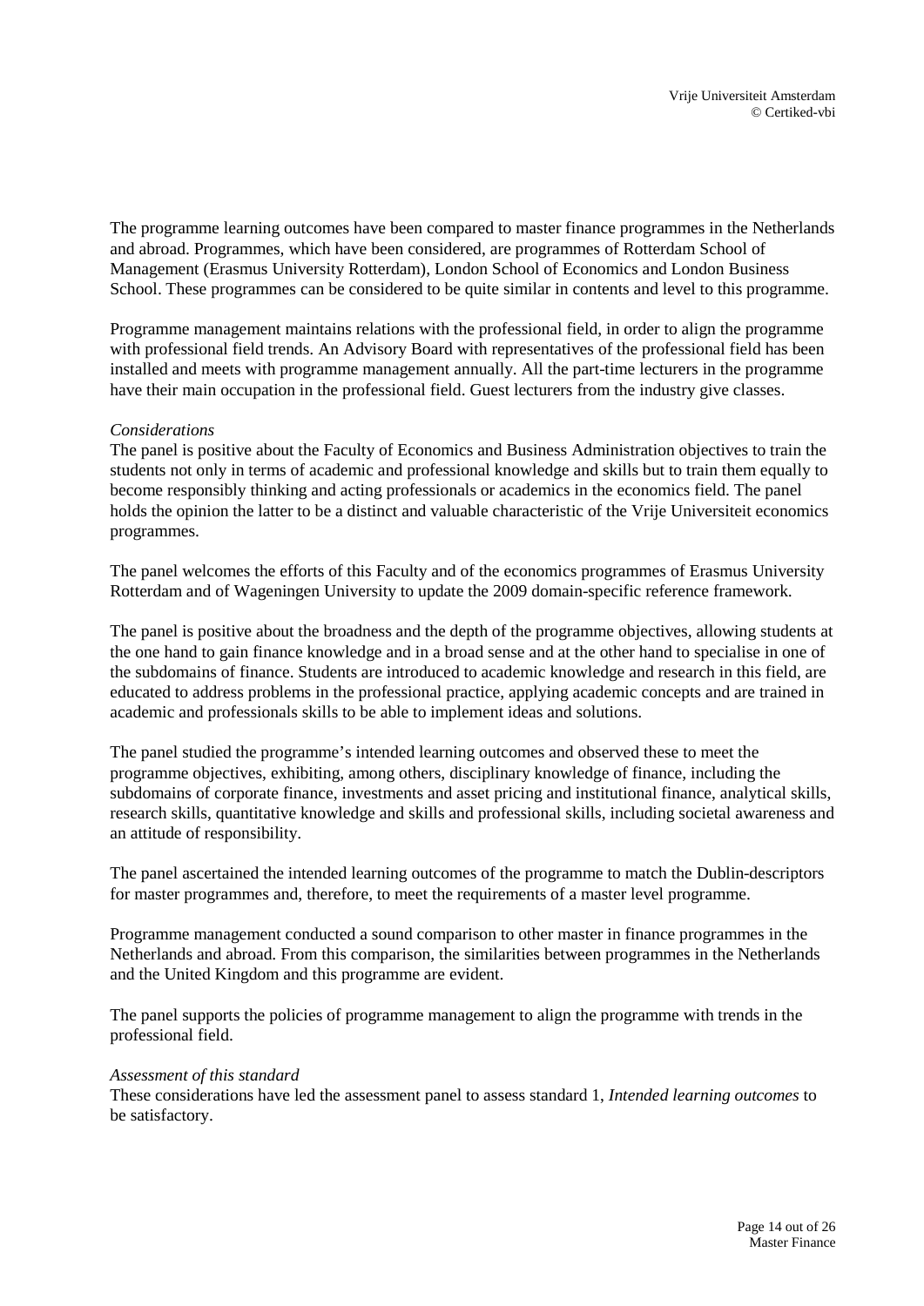The programme learning outcomes have been compared to master finance programmes in the Netherlands and abroad. Programmes, which have been considered, are programmes of Rotterdam School of Management (Erasmus University Rotterdam), London School of Economics and London Business School. These programmes can be considered to be quite similar in contents and level to this programme.

Programme management maintains relations with the professional field, in order to align the programme with professional field trends. An Advisory Board with representatives of the professional field has been installed and meets with programme management annually. All the part-time lecturers in the programme have their main occupation in the professional field. Guest lecturers from the industry give classes.

*Considerations*
The panel is positive about the Faculty of Economics and Business Administration objectives to train the students not only in terms of academic and professional knowledge and skills but to train them equally to become responsibly thinking and acting professionals or academics in the economics field. The panel holds the opinion the latter to be a distinct and valuable characteristic of the Vrije Universiteit economics programmes.

The panel welcomes the efforts of this Faculty and of the economics programmes of Erasmus University Rotterdam and of Wageningen University to update the 2009 domain-specific reference framework.

The panel is positive about the broadness and the depth of the programme objectives, allowing students at the one hand to gain finance knowledge and in a broad sense and at the other hand to specialise in one of the subdomains of finance. Students are introduced to academic knowledge and research in this field, are educated to address problems in the professional practice, applying academic concepts and are trained in academic and professionals skills to be able to implement ideas and solutions.

The panel studied the programme's intended learning outcomes and observed these to meet the programme objectives, exhibiting, among others, disciplinary knowledge of finance, including the subdomains of corporate finance, investments and asset pricing and institutional finance, analytical skills, research skills, quantitative knowledge and skills and professional skills, including societal awareness and an attitude of responsibility.

The panel ascertained the intended learning outcomes of the programme to match the Dublin-descriptors for master programmes and, therefore, to meet the requirements of a master level programme.

Programme management conducted a sound comparison to other master in finance programmes in the Netherlands and abroad. From this comparison, the similarities between programmes in the Netherlands and the United Kingdom and this programme are evident.

The panel supports the policies of programme management to align the programme with trends in the professional field.

*Assessment of this standard*
These considerations have led the assessment panel to assess standard 1, *Intended learning outcomes* to be satisfactory.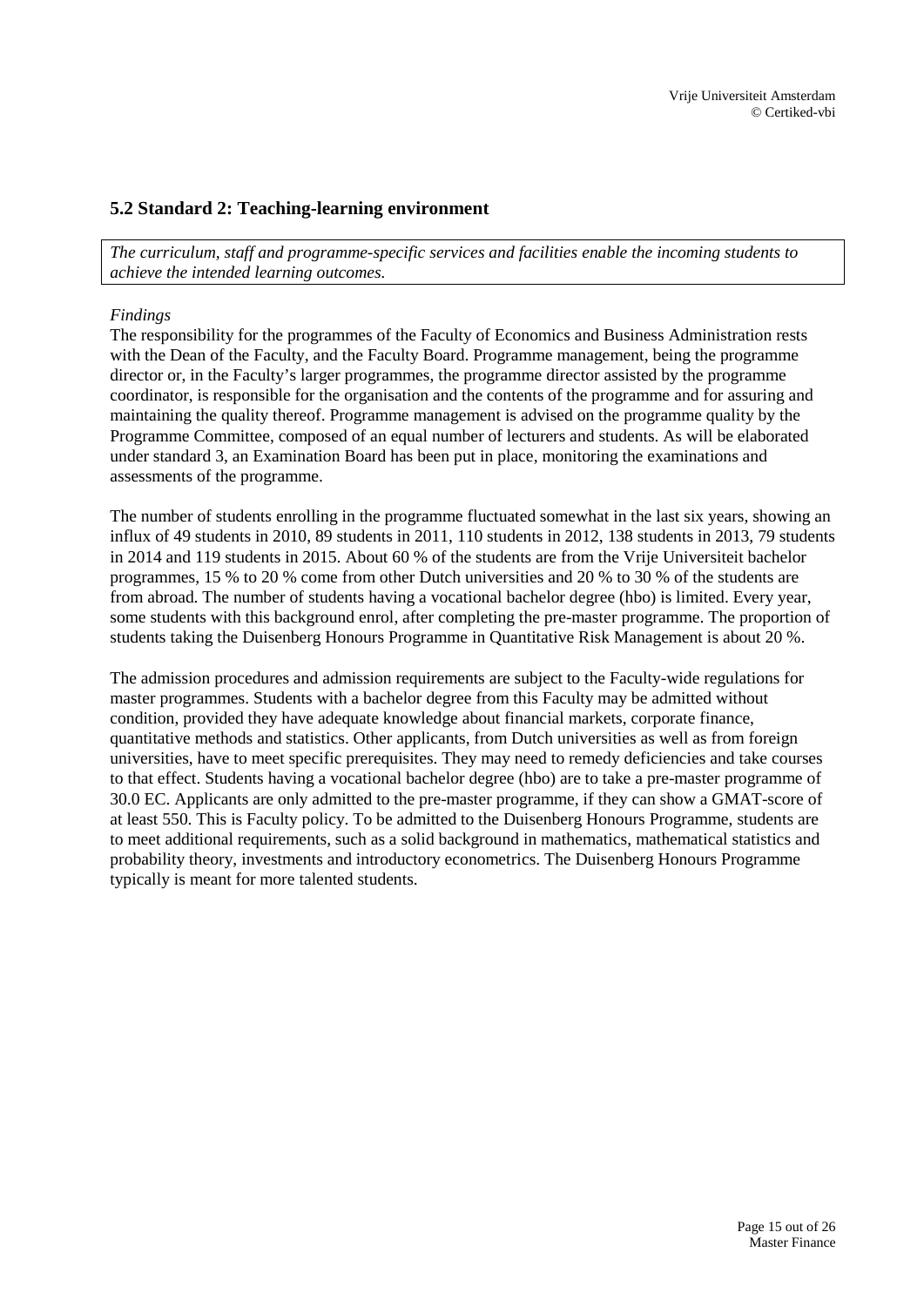## 5.2 Standard 2: Teaching-learning environment

*The curriculum, staff and programme-specific services and facilities enable the incoming students to achieve the intended learning outcomes.*

*Findings*

The responsibility for the programmes of the Faculty of Economics and Business Administration rests with the Dean of the Faculty, and the Faculty Board. Programme management, being the programme director or, in the Faculty's larger programmes, the programme director assisted by the programme coordinator, is responsible for the organisation and the contents of the programme and for assuring and maintaining the quality thereof. Programme management is advised on the programme quality by the Programme Committee, composed of an equal number of lecturers and students. As will be elaborated under standard 3, an Examination Board has been put in place, monitoring the examinations and assessments of the programme.

The number of students enrolling in the programme fluctuated somewhat in the last six years, showing an influx of 49 students in 2010, 89 students in 2011, 110 students in 2012, 138 students in 2013, 79 students in 2014 and 119 students in 2015. About 60 % of the students are from the Vrije Universiteit bachelor programmes, 15 % to 20 % come from other Dutch universities and 20 % to 30 % of the students are from abroad. The number of students having a vocational bachelor degree (hbo) is limited. Every year, some students with this background enrol, after completing the pre-master programme. The proportion of students taking the Duisenberg Honours Programme in Quantitative Risk Management is about 20 %.

The admission procedures and admission requirements are subject to the Faculty-wide regulations for master programmes. Students with a bachelor degree from this Faculty may be admitted without condition, provided they have adequate knowledge about financial markets, corporate finance, quantitative methods and statistics. Other applicants, from Dutch universities as well as from foreign universities, have to meet specific prerequisites. They may need to remedy deficiencies and take courses to that effect. Students having a vocational bachelor degree (hbo) are to take a pre-master programme of 30.0 EC. Applicants are only admitted to the pre-master programme, if they can show a GMAT-score of at least 550. This is Faculty policy. To be admitted to the Duisenberg Honours Programme, students are to meet additional requirements, such as a solid background in mathematics, mathematical statistics and probability theory, investments and introductory econometrics. The Duisenberg Honours Programme typically is meant for more talented students.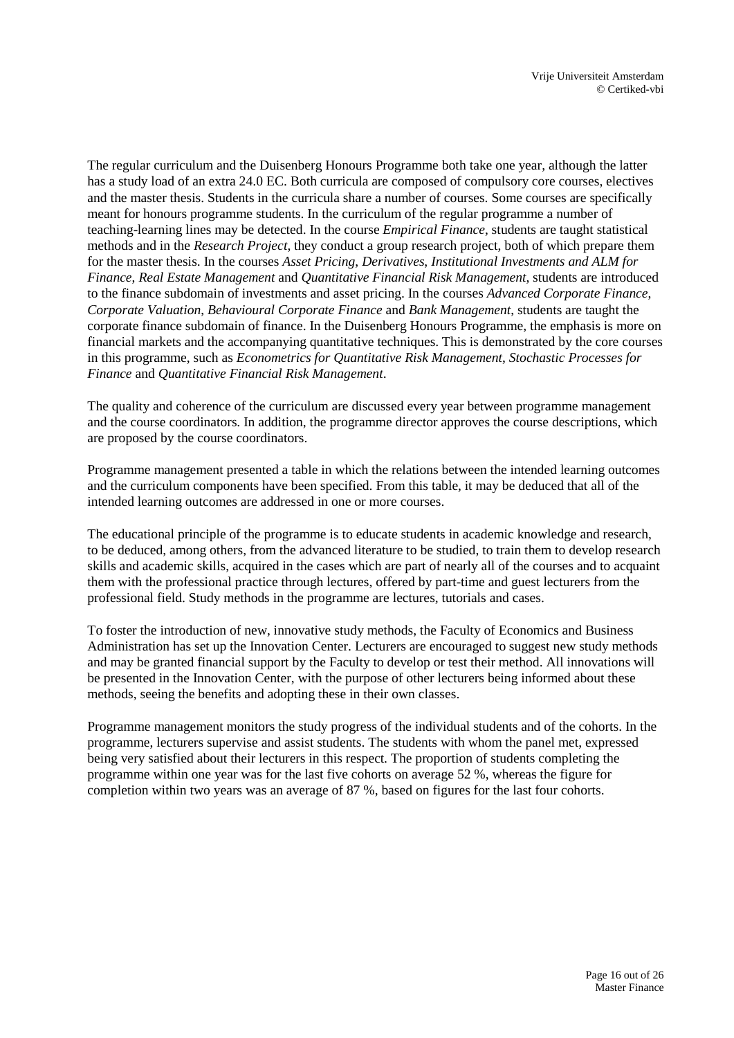The regular curriculum and the Duisenberg Honours Programme both take one year, although the latter has a study load of an extra 24.0 EC. Both curricula are composed of compulsory core courses, electives and the master thesis. Students in the curricula share a number of courses. Some courses are specifically meant for honours programme students. In the curriculum of the regular programme a number of teaching-learning lines may be detected. In the course *Empirical Finance*, students are taught statistical methods and in the *Research Project*, they conduct a group research project, both of which prepare them for the master thesis. In the courses *Asset Pricing*, *Derivatives*, *Institutional Investments and ALM for Finance*, *Real Estate Management* and *Quantitative Financial Risk Management*, students are introduced to the finance subdomain of investments and asset pricing. In the courses *Advanced Corporate Finance*, *Corporate Valuation*, *Behavioural Corporate Finance* and *Bank Management*, students are taught the corporate finance subdomain of finance. In the Duisenberg Honours Programme, the emphasis is more on financial markets and the accompanying quantitative techniques. This is demonstrated by the core courses in this programme, such as *Econometrics for Quantitative Risk Management*, *Stochastic Processes for Finance* and *Quantitative Financial Risk Management*.

The quality and coherence of the curriculum are discussed every year between programme management and the course coordinators. In addition, the programme director approves the course descriptions, which are proposed by the course coordinators.

Programme management presented a table in which the relations between the intended learning outcomes and the curriculum components have been specified. From this table, it may be deduced that all of the intended learning outcomes are addressed in one or more courses.

The educational principle of the programme is to educate students in academic knowledge and research, to be deduced, among others, from the advanced literature to be studied, to train them to develop research skills and academic skills, acquired in the cases which are part of nearly all of the courses and to acquaint them with the professional practice through lectures, offered by part-time and guest lecturers from the professional field. Study methods in the programme are lectures, tutorials and cases.

To foster the introduction of new, innovative study methods, the Faculty of Economics and Business Administration has set up the Innovation Center. Lecturers are encouraged to suggest new study methods and may be granted financial support by the Faculty to develop or test their method. All innovations will be presented in the Innovation Center, with the purpose of other lecturers being informed about these methods, seeing the benefits and adopting these in their own classes.

Programme management monitors the study progress of the individual students and of the cohorts. In the programme, lecturers supervise and assist students. The students with whom the panel met, expressed being very satisfied about their lecturers in this respect. The proportion of students completing the programme within one year was for the last five cohorts on average 52 %, whereas the figure for completion within two years was an average of 87 %, based on figures for the last four cohorts.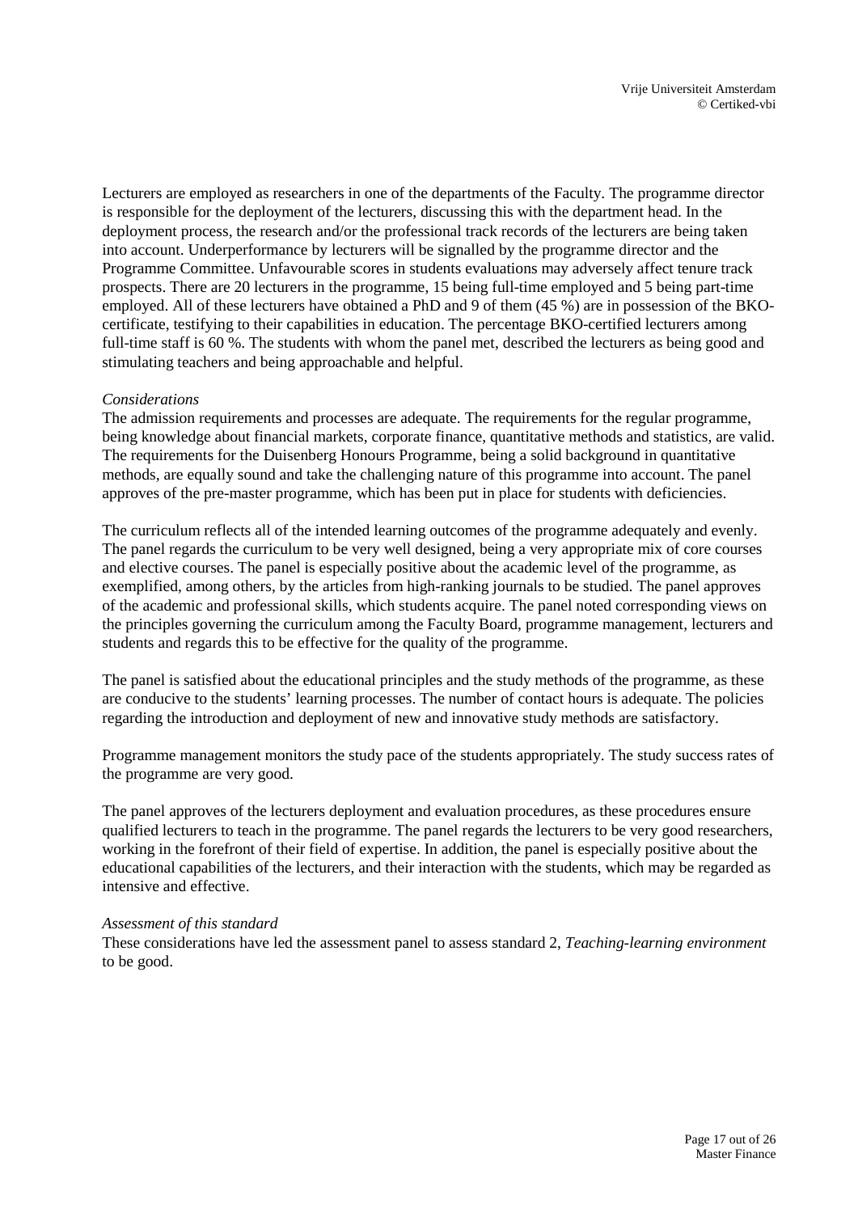Lecturers are employed as researchers in one of the departments of the Faculty. The programme director is responsible for the deployment of the lecturers, discussing this with the department head. In the deployment process, the research and/or the professional track records of the lecturers are being taken into account. Underperformance by lecturers will be signalled by the programme director and the Programme Committee. Unfavourable scores in students evaluations may adversely affect tenure track prospects. There are 20 lecturers in the programme, 15 being full-time employed and 5 being part-time employed. All of these lecturers have obtained a PhD and 9 of them (45 %) are in possession of the BKO-certificate, testifying to their capabilities in education. The percentage BKO-certified lecturers among full-time staff is 60 %. The students with whom the panel met, described the lecturers as being good and stimulating teachers and being approachable and helpful.

*Considerations*

The admission requirements and processes are adequate. The requirements for the regular programme, being knowledge about financial markets, corporate finance, quantitative methods and statistics, are valid. The requirements for the Duisenberg Honours Programme, being a solid background in quantitative methods, are equally sound and take the challenging nature of this programme into account. The panel approves of the pre-master programme, which has been put in place for students with deficiencies.

The curriculum reflects all of the intended learning outcomes of the programme adequately and evenly. The panel regards the curriculum to be very well designed, being a very appropriate mix of core courses and elective courses. The panel is especially positive about the academic level of the programme, as exemplified, among others, by the articles from high-ranking journals to be studied. The panel approves of the academic and professional skills, which students acquire. The panel noted corresponding views on the principles governing the curriculum among the Faculty Board, programme management, lecturers and students and regards this to be effective for the quality of the programme.

The panel is satisfied about the educational principles and the study methods of the programme, as these are conducive to the students' learning processes. The number of contact hours is adequate. The policies regarding the introduction and deployment of new and innovative study methods are satisfactory.

Programme management monitors the study pace of the students appropriately. The study success rates of the programme are very good.

The panel approves of the lecturers deployment and evaluation procedures, as these procedures ensure qualified lecturers to teach in the programme. The panel regards the lecturers to be very good researchers, working in the forefront of their field of expertise. In addition, the panel is especially positive about the educational capabilities of the lecturers, and their interaction with the students, which may be regarded as intensive and effective.

*Assessment of this standard*

These considerations have led the assessment panel to assess standard 2, *Teaching-learning environment* to be good.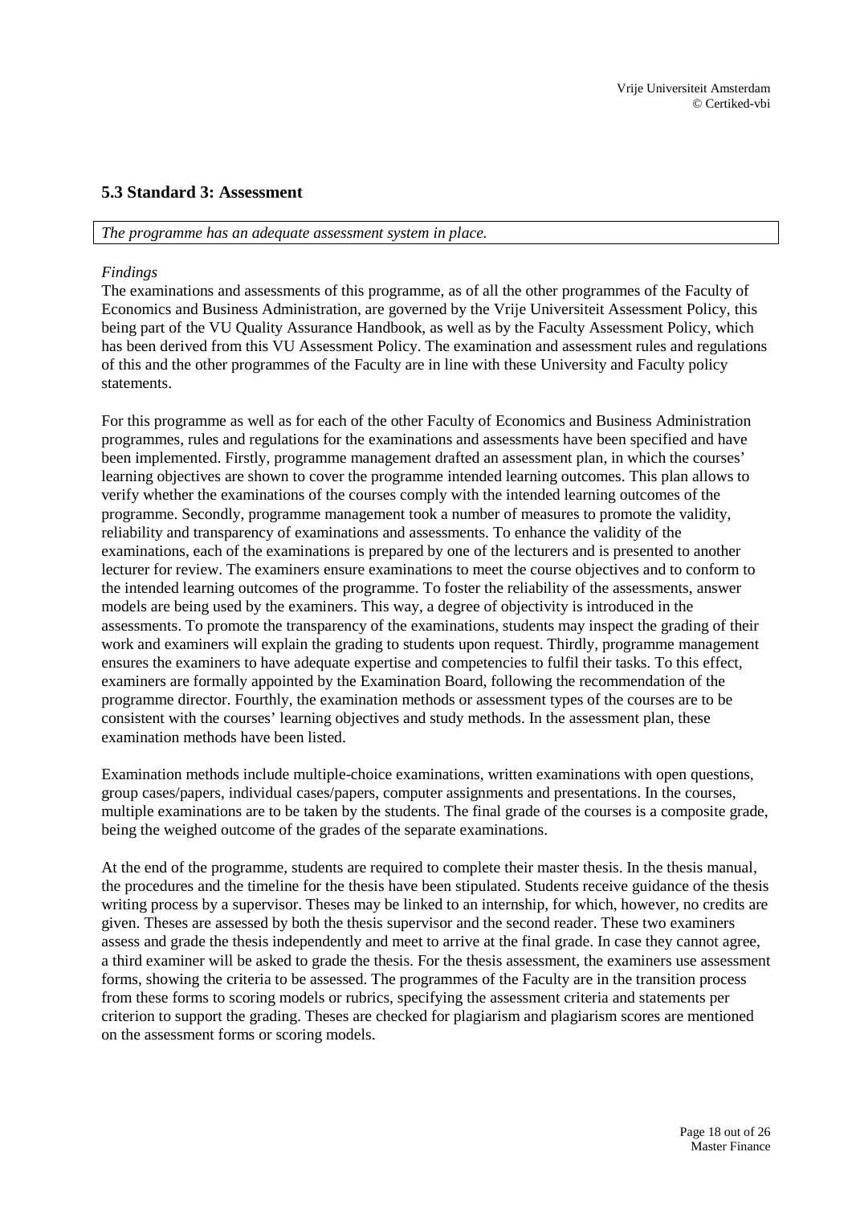## 5.3 Standard 3: Assessment

*The programme has an adequate assessment system in place.*

*Findings*

The examinations and assessments of this programme, as of all the other programmes of the Faculty of Economics and Business Administration, are governed by the Vrije Universiteit Assessment Policy, this being part of the VU Quality Assurance Handbook, as well as by the Faculty Assessment Policy, which has been derived from this VU Assessment Policy. The examination and assessment rules and regulations of this and the other programmes of the Faculty are in line with these University and Faculty policy statements.

For this programme as well as for each of the other Faculty of Economics and Business Administration programmes, rules and regulations for the examinations and assessments have been specified and have been implemented. Firstly, programme management drafted an assessment plan, in which the courses' learning objectives are shown to cover the programme intended learning outcomes. This plan allows to verify whether the examinations of the courses comply with the intended learning outcomes of the programme. Secondly, programme management took a number of measures to promote the validity, reliability and transparency of examinations and assessments. To enhance the validity of the examinations, each of the examinations is prepared by one of the lecturers and is presented to another lecturer for review. The examiners ensure examinations to meet the course objectives and to conform to the intended learning outcomes of the programme. To foster the reliability of the assessments, answer models are being used by the examiners. This way, a degree of objectivity is introduced in the assessments. To promote the transparency of the examinations, students may inspect the grading of their work and examiners will explain the grading to students upon request. Thirdly, programme management ensures the examiners to have adequate expertise and competencies to fulfil their tasks. To this effect, examiners are formally appointed by the Examination Board, following the recommendation of the programme director. Fourthly, the examination methods or assessment types of the courses are to be consistent with the courses' learning objectives and study methods. In the assessment plan, these examination methods have been listed.

Examination methods include multiple-choice examinations, written examinations with open questions, group cases/papers, individual cases/papers, computer assignments and presentations. In the courses, multiple examinations are to be taken by the students. The final grade of the courses is a composite grade, being the weighed outcome of the grades of the separate examinations.

At the end of the programme, students are required to complete their master thesis. In the thesis manual, the procedures and the timeline for the thesis have been stipulated. Students receive guidance of the thesis writing process by a supervisor. Theses may be linked to an internship, for which, however, no credits are given. Theses are assessed by both the thesis supervisor and the second reader. These two examiners assess and grade the thesis independently and meet to arrive at the final grade. In case they cannot agree, a third examiner will be asked to grade the thesis. For the thesis assessment, the examiners use assessment forms, showing the criteria to be assessed. The programmes of the Faculty are in the transition process from these forms to scoring models or rubrics, specifying the assessment criteria and statements per criterion to support the grading. Theses are checked for plagiarism and plagiarism scores are mentioned on the assessment forms or scoring models.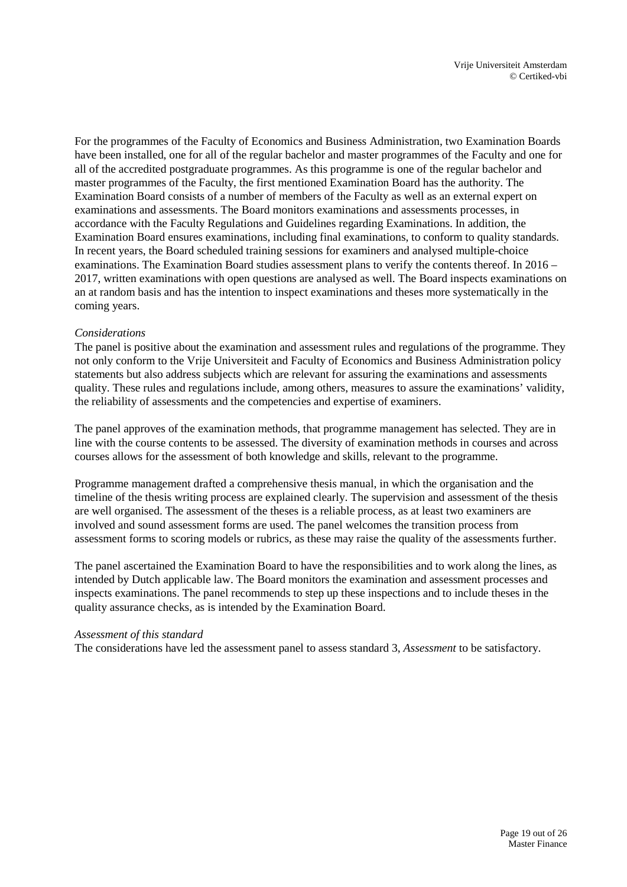For the programmes of the Faculty of Economics and Business Administration, two Examination Boards have been installed, one for all of the regular bachelor and master programmes of the Faculty and one for all of the accredited postgraduate programmes. As this programme is one of the regular bachelor and master programmes of the Faculty, the first mentioned Examination Board has the authority. The Examination Board consists of a number of members of the Faculty as well as an external expert on examinations and assessments. The Board monitors examinations and assessments processes, in accordance with the Faculty Regulations and Guidelines regarding Examinations. In addition, the Examination Board ensures examinations, including final examinations, to conform to quality standards. In recent years, the Board scheduled training sessions for examiners and analysed multiple-choice examinations. The Examination Board studies assessment plans to verify the contents thereof. In 2016 – 2017, written examinations with open questions are analysed as well. The Board inspects examinations on an at random basis and has the intention to inspect examinations and theses more systematically in the coming years.

*Considerations*

The panel is positive about the examination and assessment rules and regulations of the programme. They not only conform to the Vrije Universiteit and Faculty of Economics and Business Administration policy statements but also address subjects which are relevant for assuring the examinations and assessments quality. These rules and regulations include, among others, measures to assure the examinations' validity, the reliability of assessments and the competencies and expertise of examiners.

The panel approves of the examination methods, that programme management has selected. They are in line with the course contents to be assessed. The diversity of examination methods in courses and across courses allows for the assessment of both knowledge and skills, relevant to the programme.

Programme management drafted a comprehensive thesis manual, in which the organisation and the timeline of the thesis writing process are explained clearly. The supervision and assessment of the thesis are well organised. The assessment of the theses is a reliable process, as at least two examiners are involved and sound assessment forms are used. The panel welcomes the transition process from assessment forms to scoring models or rubrics, as these may raise the quality of the assessments further.

The panel ascertained the Examination Board to have the responsibilities and to work along the lines, as intended by Dutch applicable law. The Board monitors the examination and assessment processes and inspects examinations. The panel recommends to step up these inspections and to include theses in the quality assurance checks, as is intended by the Examination Board.

*Assessment of this standard*

The considerations have led the assessment panel to assess standard 3, *Assessment* to be satisfactory.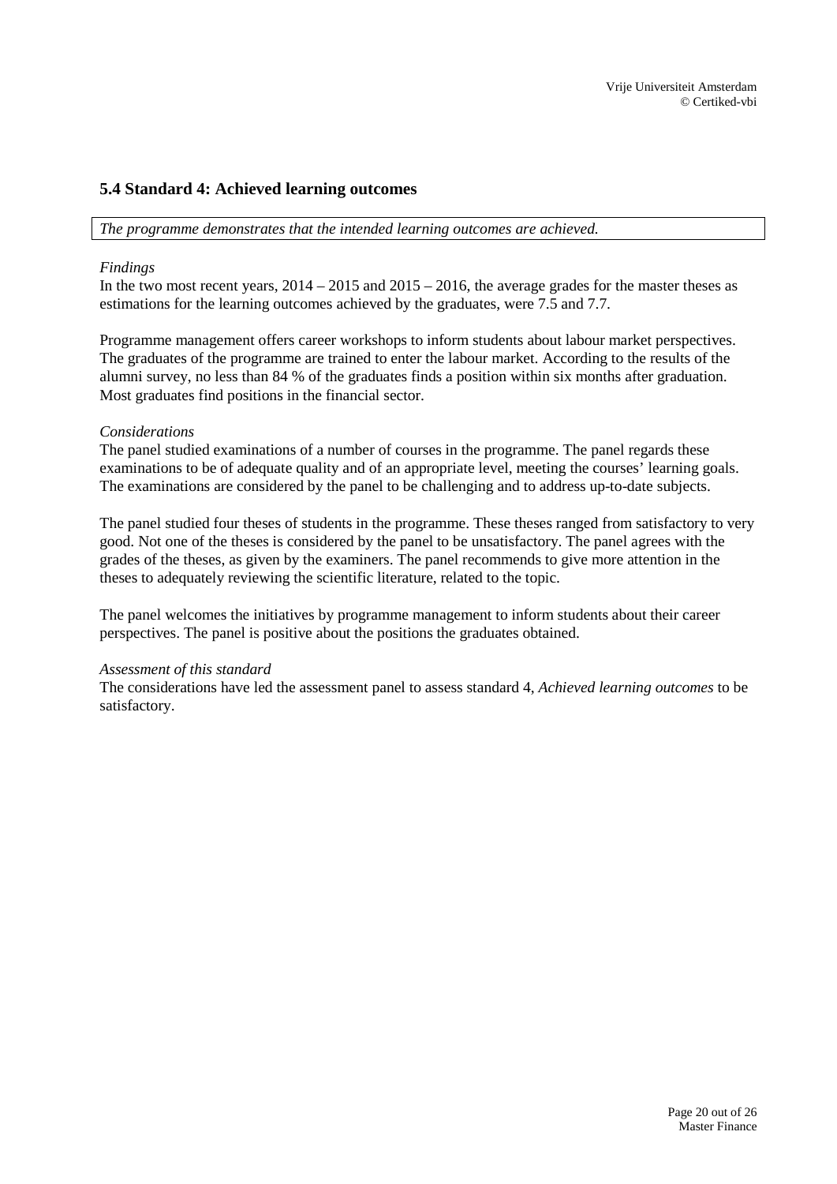## 5.4 Standard 4: Achieved learning outcomes

*The programme demonstrates that the intended learning outcomes are achieved.*

*Findings*

In the two most recent years, 2014 – 2015 and 2015 – 2016, the average grades for the master theses as estimations for the learning outcomes achieved by the graduates, were 7.5 and 7.7.

Programme management offers career workshops to inform students about labour market perspectives. The graduates of the programme are trained to enter the labour market. According to the results of the alumni survey, no less than 84 % of the graduates finds a position within six months after graduation. Most graduates find positions in the financial sector.

*Considerations*

The panel studied examinations of a number of courses in the programme. The panel regards these examinations to be of adequate quality and of an appropriate level, meeting the courses' learning goals. The examinations are considered by the panel to be challenging and to address up-to-date subjects.

The panel studied four theses of students in the programme. These theses ranged from satisfactory to very good. Not one of the theses is considered by the panel to be unsatisfactory. The panel agrees with the grades of the theses, as given by the examiners. The panel recommends to give more attention in the theses to adequately reviewing the scientific literature, related to the topic.

The panel welcomes the initiatives by programme management to inform students about their career perspectives. The panel is positive about the positions the graduates obtained.

*Assessment of this standard*

The considerations have led the assessment panel to assess standard 4, *Achieved learning outcomes* to be satisfactory.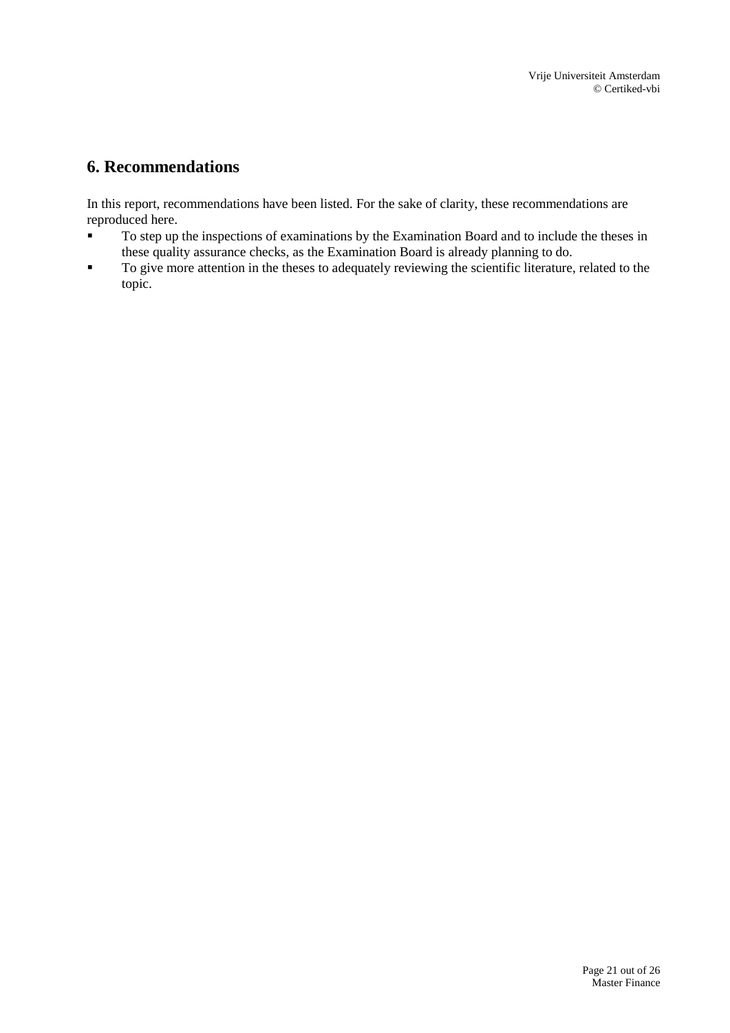## 6. Recommendations

In this report, recommendations have been listed. For the sake of clarity, these recommendations are reproduced here.

- To step up the inspections of examinations by the Examination Board and to include the theses in these quality assurance checks, as the Examination Board is already planning to do.
- To give more attention in the theses to adequately reviewing the scientific literature, related to the topic.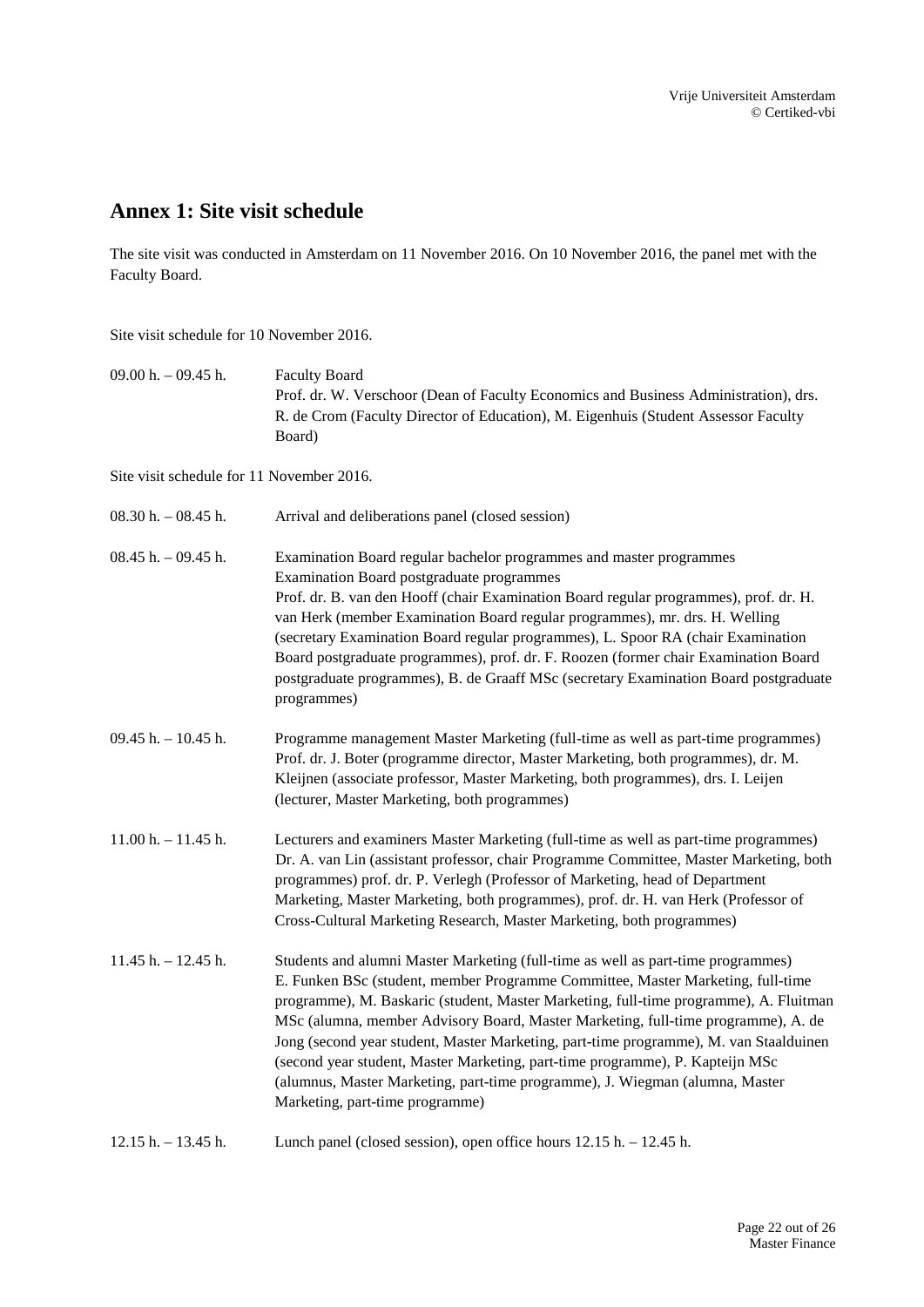## Annex 1: Site visit schedule

The site visit was conducted in Amsterdam on 11 November 2016. On 10 November 2016, the panel met with the Faculty Board.

Site visit schedule for 10 November 2016.

| | |
|---|---|
| 09.00 h. – 09.45 h. | Faculty Board<br>Prof. dr. W. Verschoor (Dean of Faculty Economics and Business Administration), drs. R. de Crom (Faculty Director of Education), M. Eigenhuis (Student Assessor Faculty Board) |

Site visit schedule for 11 November 2016.

| | |
|---|---|
| 08.30 h. – 08.45 h. | Arrival and deliberations panel (closed session) |
| 08.45 h. – 09.45 h. | Examination Board regular bachelor programmes and master programmes<br>Examination Board postgraduate programmes<br>Prof. dr. B. van den Hooff (chair Examination Board regular programmes), prof. dr. H. van Herk (member Examination Board regular programmes), mr. drs. H. Welling (secretary Examination Board regular programmes), L. Spoor RA (chair Examination Board postgraduate programmes), prof. dr. F. Roozen (former chair Examination Board postgraduate programmes), B. de Graaff MSc (secretary Examination Board postgraduate programmes) |
| 09.45 h. – 10.45 h. | Programme management Master Marketing (full-time as well as part-time programmes)<br>Prof. dr. J. Boter (programme director, Master Marketing, both programmes), dr. M. Kleijnen (associate professor, Master Marketing, both programmes), drs. I. Leijen (lecturer, Master Marketing, both programmes) |
| 11.00 h. – 11.45 h. | Lecturers and examiners Master Marketing (full-time as well as part-time programmes)<br>Dr. A. van Lin (assistant professor, chair Programme Committee, Master Marketing, both programmes) prof. dr. P. Verlegh (Professor of Marketing, head of Department Marketing, Master Marketing, both programmes), prof. dr. H. van Herk (Professor of Cross-Cultural Marketing Research, Master Marketing, both programmes) |
| 11.45 h. – 12.45 h. | Students and alumni Master Marketing (full-time as well as part-time programmes)<br>E. Funken BSc (student, member Programme Committee, Master Marketing, full-time programme), M. Baskaric (student, Master Marketing, full-time programme), A. Fluitman MSc (alumna, member Advisory Board, Master Marketing, full-time programme), A. de Jong (second year student, Master Marketing, part-time programme), M. van Staalduinen (second year student, Master Marketing, part-time programme), P. Kapteijn MSc (alumnus, Master Marketing, part-time programme), J. Wiegman (alumna, Master Marketing, part-time programme) |
| 12.15 h. – 13.45 h. | Lunch panel (closed session), open office hours 12.15 h. – 12.45 h. |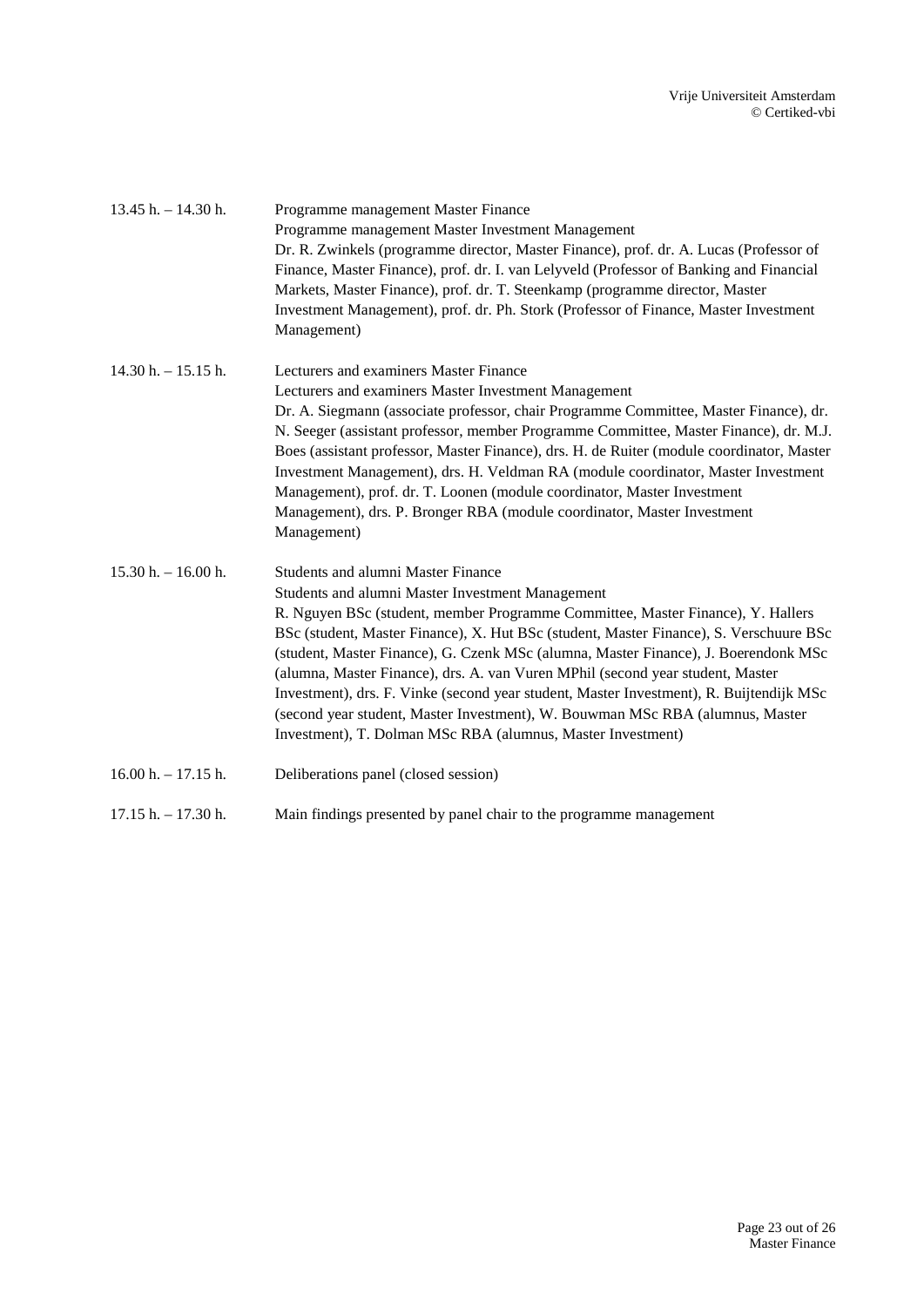| | |
|---|---|
| 13.45 h. – 14.30 h. | Programme management Master Finance<br>Programme management Master Investment Management<br>Dr. R. Zwinkels (programme director, Master Finance), prof. dr. A. Lucas (Professor of Finance, Master Finance), prof. dr. I. van Lelyveld (Professor of Banking and Financial Markets, Master Finance), prof. dr. T. Steenkamp (programme director, Master Investment Management), prof. dr. Ph. Stork (Professor of Finance, Master Investment Management) |
| 14.30 h. – 15.15 h. | Lecturers and examiners Master Finance<br>Lecturers and examiners Master Investment Management<br>Dr. A. Siegmann (associate professor, chair Programme Committee, Master Finance), dr. N. Seeger (assistant professor, member Programme Committee, Master Finance), dr. M.J. Boes (assistant professor, Master Finance), drs. H. de Ruiter (module coordinator, Master Investment Management), drs. H. Veldman RA (module coordinator, Master Investment Management), prof. dr. T. Loonen (module coordinator, Master Investment Management), drs. P. Bronger RBA (module coordinator, Master Investment Management) |
| 15.30 h. – 16.00 h. | Students and alumni Master Finance<br>Students and alumni Master Investment Management<br>R. Nguyen BSc (student, member Programme Committee, Master Finance), Y. Hallers BSc (student, Master Finance), X. Hut BSc (student, Master Finance), S. Verschuure BSc (student, Master Finance), G. Czenk MSc (alumna, Master Finance), J. Boerendonk MSc (alumna, Master Finance), drs. A. van Vuren MPhil (second year student, Master Investment), drs. F. Vinke (second year student, Master Investment), R. Buijtendijk MSc (second year student, Master Investment), W. Bouwman MSc RBA (alumnus, Master Investment), T. Dolman MSc RBA (alumnus, Master Investment) |
| 16.00 h. – 17.15 h. | Deliberations panel (closed session) |
| 17.15 h. – 17.30 h. | Main findings presented by panel chair to the programme management |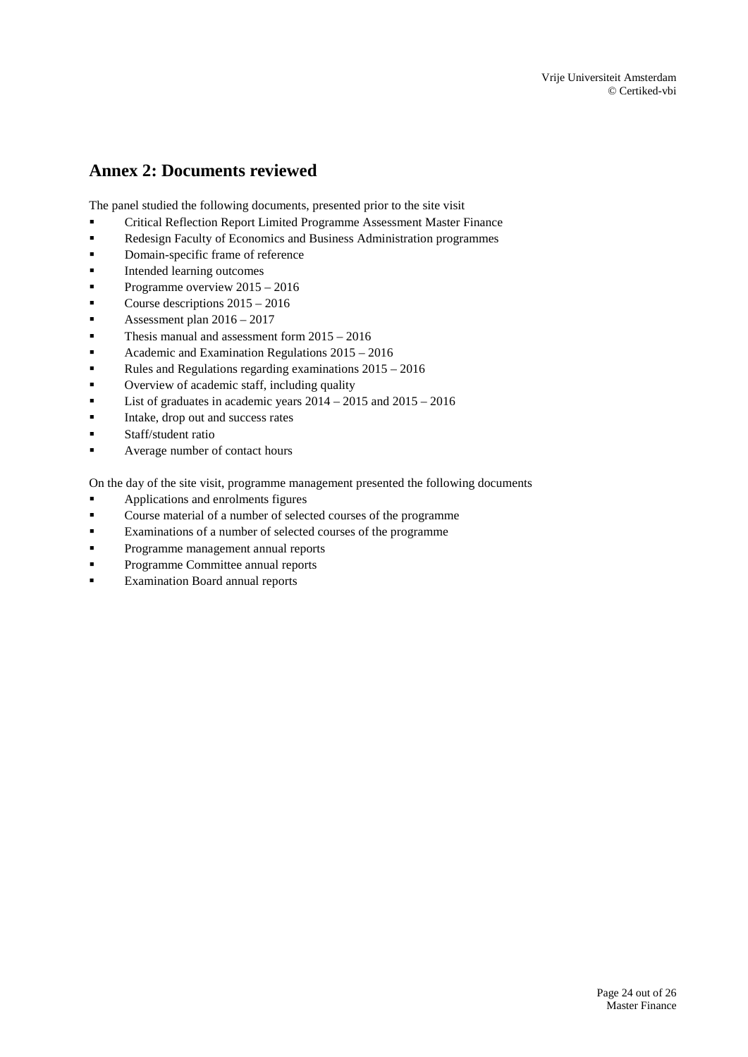## Annex 2: Documents reviewed

The panel studied the following documents, presented prior to the site visit

- Critical Reflection Report Limited Programme Assessment Master Finance
- Redesign Faculty of Economics and Business Administration programmes
- Domain-specific frame of reference
- Intended learning outcomes
- Programme overview 2015 – 2016
- Course descriptions 2015 – 2016
- Assessment plan 2016 – 2017
- Thesis manual and assessment form 2015 – 2016
- Academic and Examination Regulations 2015 – 2016
- Rules and Regulations regarding examinations 2015 – 2016
- Overview of academic staff, including quality
- List of graduates in academic years 2014 – 2015 and 2015 – 2016
- Intake, drop out and success rates
- Staff/student ratio
- Average number of contact hours

On the day of the site visit, programme management presented the following documents

- Applications and enrolments figures
- Course material of a number of selected courses of the programme
- Examinations of a number of selected courses of the programme
- Programme management annual reports
- Programme Committee annual reports
- Examination Board annual reports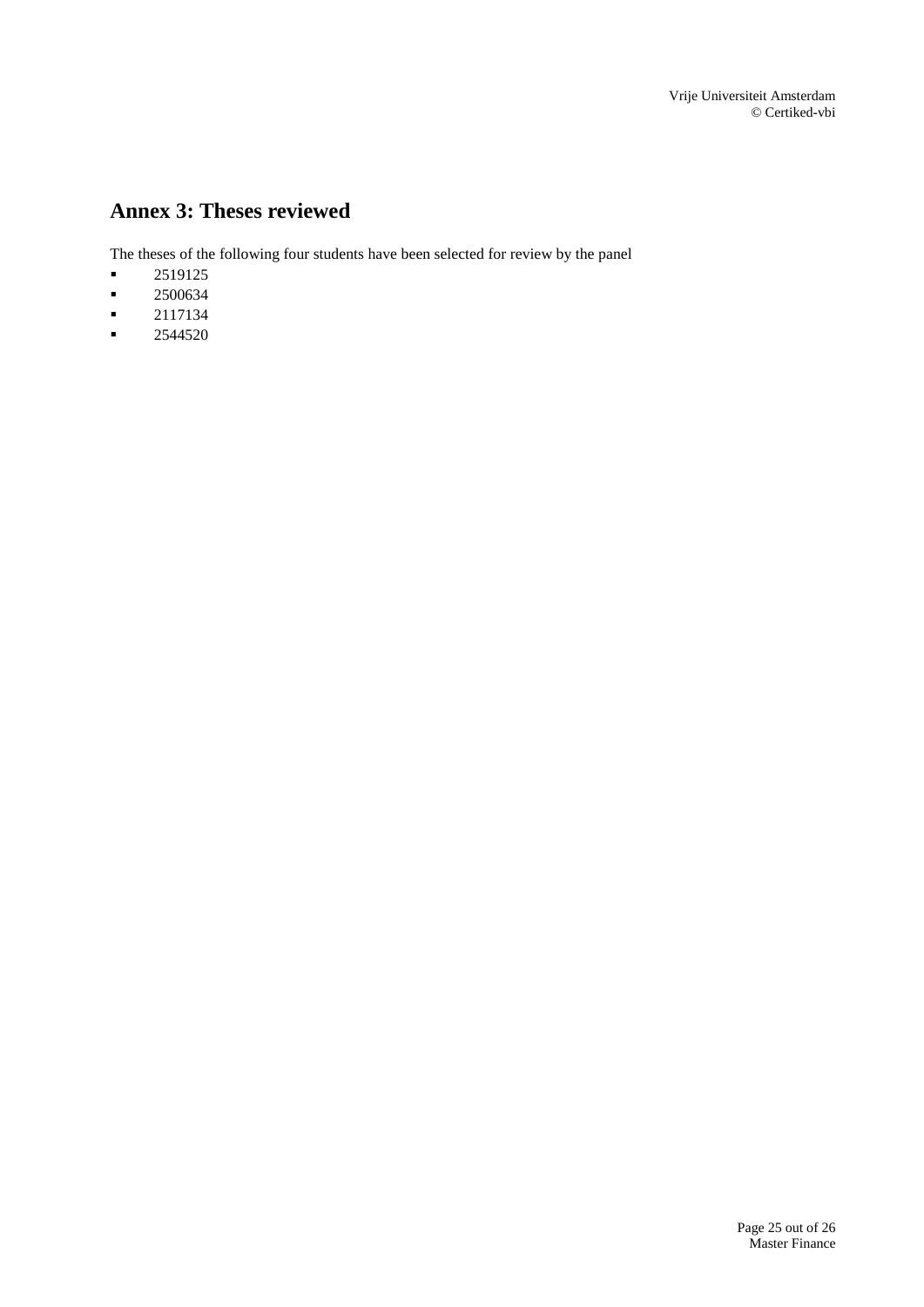## Annex 3: Theses reviewed

The theses of the following four students have been selected for review by the panel

- 2519125
- 2500634
- 2117134
- 2544520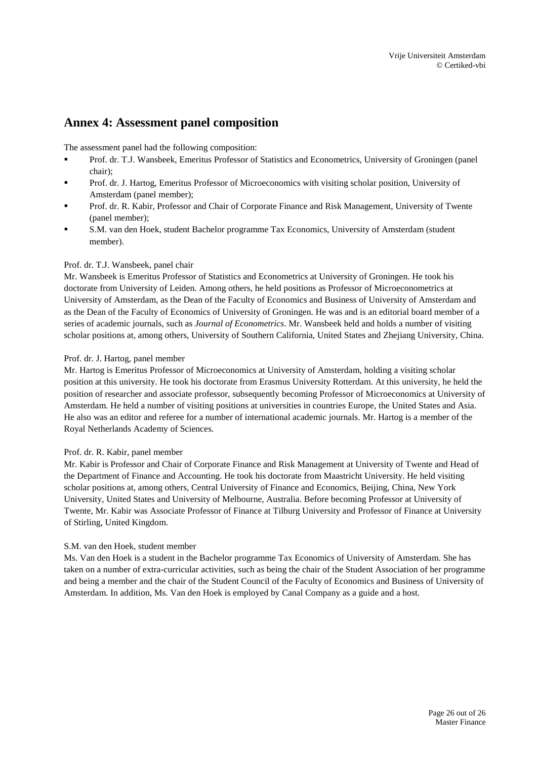## Annex 4: Assessment panel composition

The assessment panel had the following composition:

- Prof. dr. T.J. Wansbeek, Emeritus Professor of Statistics and Econometrics, University of Groningen (panel chair);
- Prof. dr. J. Hartog, Emeritus Professor of Microeconomics with visiting scholar position, University of Amsterdam (panel member);
- Prof. dr. R. Kabir, Professor and Chair of Corporate Finance and Risk Management, University of Twente (panel member);
- S.M. van den Hoek, student Bachelor programme Tax Economics, University of Amsterdam (student member).

Prof. dr. T.J. Wansbeek, panel chair
Mr. Wansbeek is Emeritus Professor of Statistics and Econometrics at University of Groningen. He took his doctorate from University of Leiden. Among others, he held positions as Professor of Microeconometrics at University of Amsterdam, as the Dean of the Faculty of Economics and Business of University of Amsterdam and as the Dean of the Faculty of Economics of University of Groningen. He was and is an editorial board member of a series of academic journals, such as *Journal of Econometrics*. Mr. Wansbeek held and holds a number of visiting scholar positions at, among others, University of Southern California, United States and Zhejiang University, China.

Prof. dr. J. Hartog, panel member
Mr. Hartog is Emeritus Professor of Microeconomics at University of Amsterdam, holding a visiting scholar position at this university. He took his doctorate from Erasmus University Rotterdam. At this university, he held the position of researcher and associate professor, subsequently becoming Professor of Microeconomics at University of Amsterdam. He held a number of visiting positions at universities in countries Europe, the United States and Asia. He also was an editor and referee for a number of international academic journals. Mr. Hartog is a member of the Royal Netherlands Academy of Sciences.

Prof. dr. R. Kabir, panel member
Mr. Kabir is Professor and Chair of Corporate Finance and Risk Management at University of Twente and Head of the Department of Finance and Accounting. He took his doctorate from Maastricht University. He held visiting scholar positions at, among others, Central University of Finance and Economics, Beijing, China, New York University, United States and University of Melbourne, Australia. Before becoming Professor at University of Twente, Mr. Kabir was Associate Professor of Finance at Tilburg University and Professor of Finance at University of Stirling, United Kingdom.

S.M. van den Hoek, student member
Ms. Van den Hoek is a student in the Bachelor programme Tax Economics of University of Amsterdam. She has taken on a number of extra-curricular activities, such as being the chair of the Student Association of her programme and being a member and the chair of the Student Council of the Faculty of Economics and Business of University of Amsterdam. In addition, Ms. Van den Hoek is employed by Canal Company as a guide and a host.